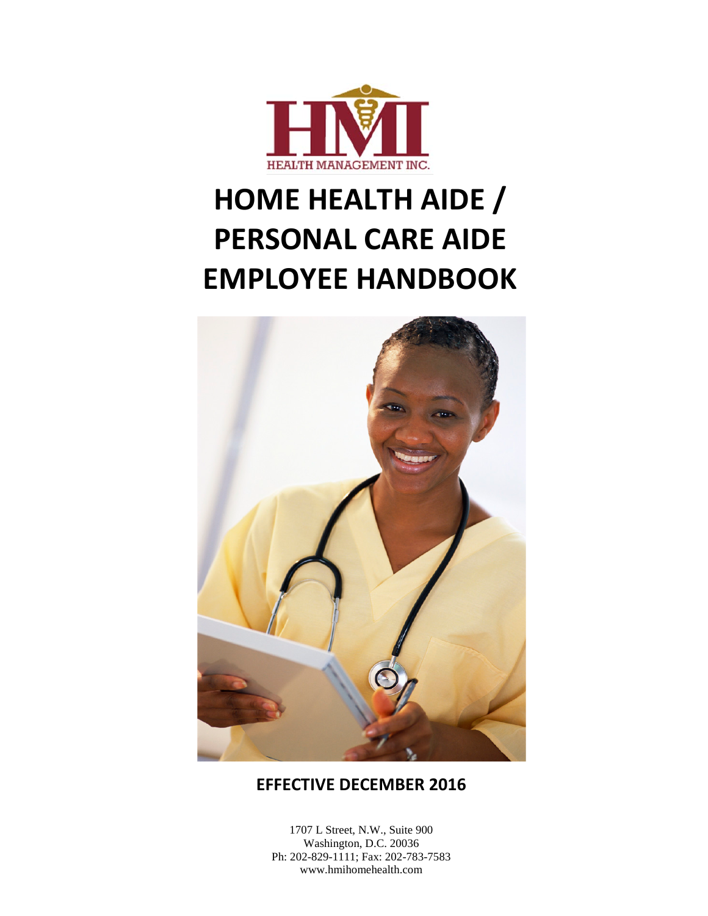HMI

HEALTH MANAGEMENT INC.

# HOME HEALTH AIDE / PERSONAL CARE AIDE EMPLOYEE HANDBOOK

**EFFECTIVE DECEMBER 2016**

1707 L Street, N.W., Suite 900
Washington, D.C. 20036
Ph: 202-829-1111; Fax: 202-783-7583
www.hmihomehealth.com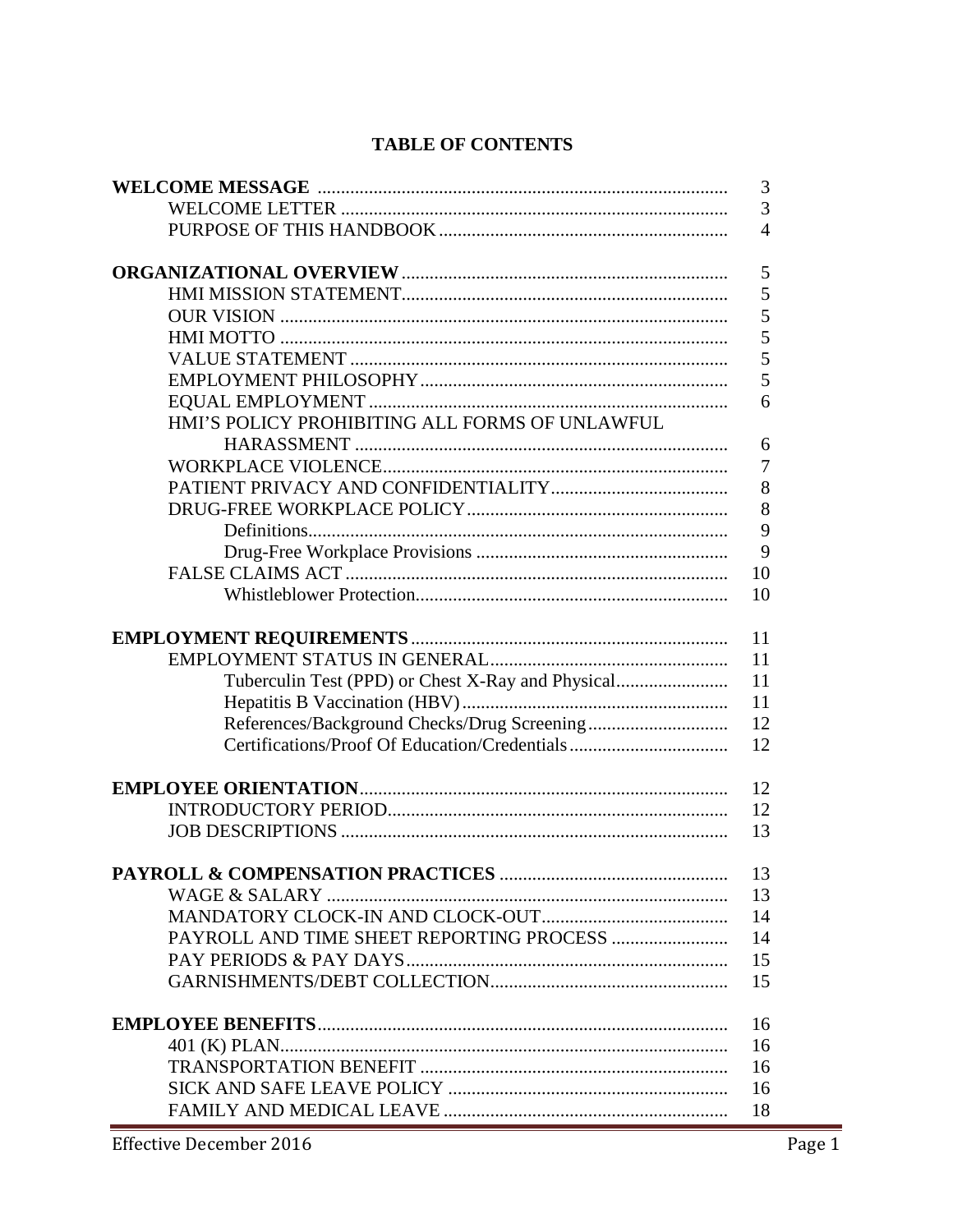# TABLE OF CONTENTS

| | |
|---|---|
| **WELCOME MESSAGE** | 3 |
| WELCOME LETTER | 3 |
| PURPOSE OF THIS HANDBOOK | 4 |
| | |
| **ORGANIZATIONAL OVERVIEW** | 5 |
| HMI MISSION STATEMENT | 5 |
| OUR VISION | 5 |
| HMI MOTTO | 5 |
| VALUE STATEMENT | 5 |
| EMPLOYMENT PHILOSOPHY | 5 |
| EQUAL EMPLOYMENT | 6 |
| HMI'S POLICY PROHIBITING ALL FORMS OF UNLAWFUL HARASSMENT | 6 |
| WORKPLACE VIOLENCE | 7 |
| PATIENT PRIVACY AND CONFIDENTIALITY | 8 |
| DRUG-FREE WORKPLACE POLICY | 8 |
| Definitions | 9 |
| Drug-Free Workplace Provisions | 9 |
| FALSE CLAIMS ACT | 10 |
| Whistleblower Protection | 10 |
| | |
| **EMPLOYMENT REQUIREMENTS** | 11 |
| EMPLOYMENT STATUS IN GENERAL | 11 |
| Tuberculin Test (PPD) or Chest X-Ray and Physical | 11 |
| Hepatitis B Vaccination (HBV) | 11 |
| References/Background Checks/Drug Screening | 12 |
| Certifications/Proof Of Education/Credentials | 12 |
| | |
| **EMPLOYEE ORIENTATION** | 12 |
| INTRODUCTORY PERIOD | 12 |
| JOB DESCRIPTIONS | 13 |
| | |
| **PAYROLL & COMPENSATION PRACTICES** | 13 |
| WAGE & SALARY | 13 |
| MANDATORY CLOCK-IN AND CLOCK-OUT | 14 |
| PAYROLL AND TIME SHEET REPORTING PROCESS | 14 |
| PAY PERIODS & PAY DAYS | 15 |
| GARNISHMENTS/DEBT COLLECTION | 15 |
| | |
| **EMPLOYEE BENEFITS** | 16 |
| 401 (K) PLAN | 16 |
| TRANSPORTATION BENEFIT | 16 |
| SICK AND SAFE LEAVE POLICY | 16 |
| FAMILY AND MEDICAL LEAVE | 18 |

Effective December 2016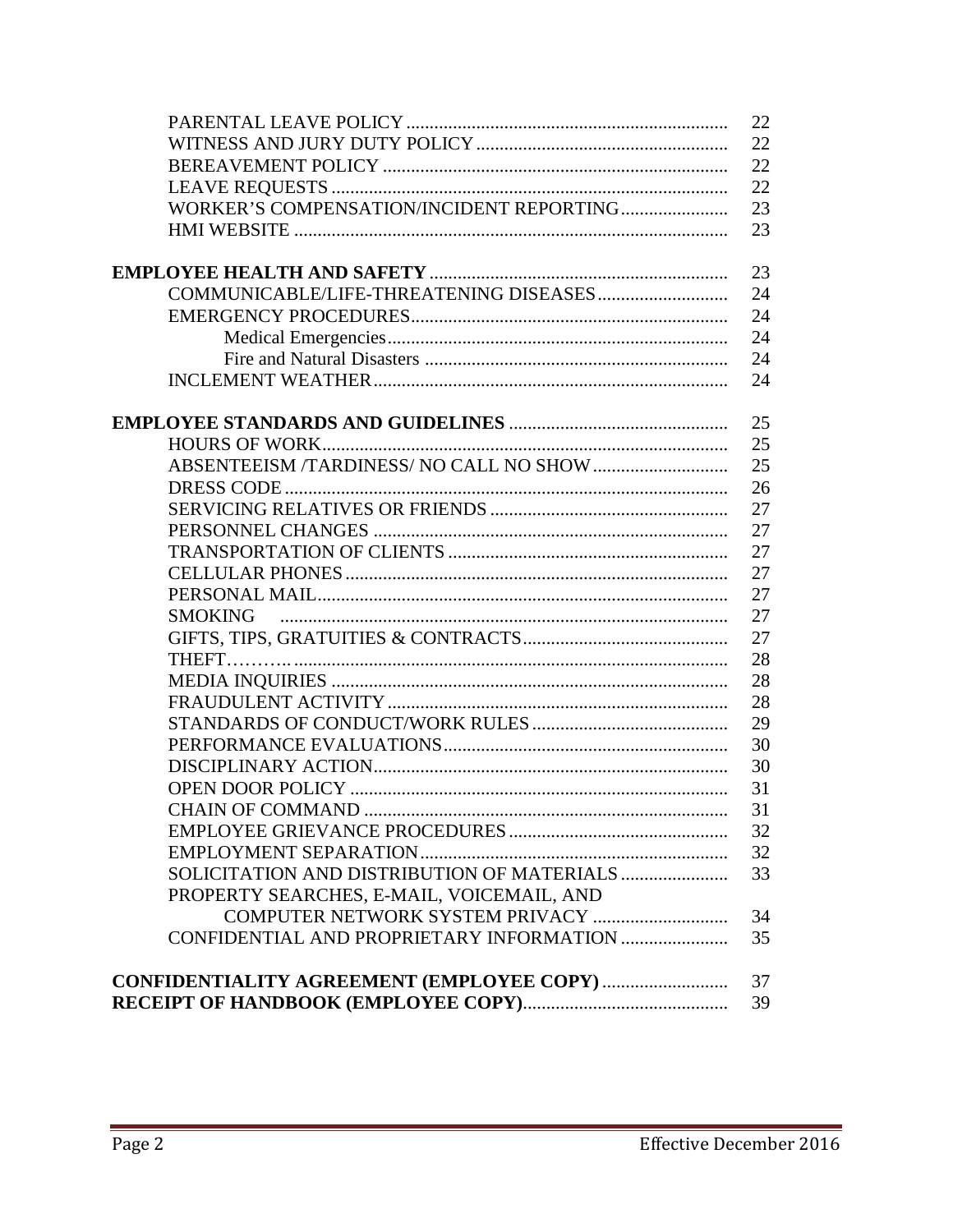| | |
|---|---|
| PARENTAL LEAVE POLICY | 22 |
| WITNESS AND JURY DUTY POLICY | 22 |
| BEREAVEMENT POLICY | 22 |
| LEAVE REQUESTS | 22 |
| WORKER'S COMPENSATION/INCIDENT REPORTING | 23 |
| HMI WEBSITE | 23 |
| **EMPLOYEE HEALTH AND SAFETY** | 23 |
| COMMUNICABLE/LIFE-THREATENING DISEASES | 24 |
| EMERGENCY PROCEDURES | 24 |
| Medical Emergencies | 24 |
| Fire and Natural Disasters | 24 |
| INCLEMENT WEATHER | 24 |
| **EMPLOYEE STANDARDS AND GUIDELINES** | 25 |
| HOURS OF WORK | 25 |
| ABSENTEEISM /TARDINESS/ NO CALL NO SHOW | 25 |
| DRESS CODE | 26 |
| SERVICING RELATIVES OR FRIENDS | 27 |
| PERSONNEL CHANGES | 27 |
| TRANSPORTATION OF CLIENTS | 27 |
| CELLULAR PHONES | 27 |
| PERSONAL MAIL | 27 |
| SMOKING | 27 |
| GIFTS, TIPS, GRATUITIES & CONTRACTS | 27 |
| THEFT | 28 |
| MEDIA INQUIRIES | 28 |
| FRAUDULENT ACTIVITY | 28 |
| STANDARDS OF CONDUCT/WORK RULES | 29 |
| PERFORMANCE EVALUATIONS | 30 |
| DISCIPLINARY ACTION | 30 |
| OPEN DOOR POLICY | 31 |
| CHAIN OF COMMAND | 31 |
| EMPLOYEE GRIEVANCE PROCEDURES | 32 |
| EMPLOYMENT SEPARATION | 32 |
| SOLICITATION AND DISTRIBUTION OF MATERIALS | 33 |
| PROPERTY SEARCHES, E-MAIL, VOICEMAIL, AND COMPUTER NETWORK SYSTEM PRIVACY | 34 |
| CONFIDENTIAL AND PROPRIETARY INFORMATION | 35 |
| **CONFIDENTIALITY AGREEMENT (EMPLOYEE COPY)** | 37 |
| **RECEIPT OF HANDBOOK (EMPLOYEE COPY)** | 39 |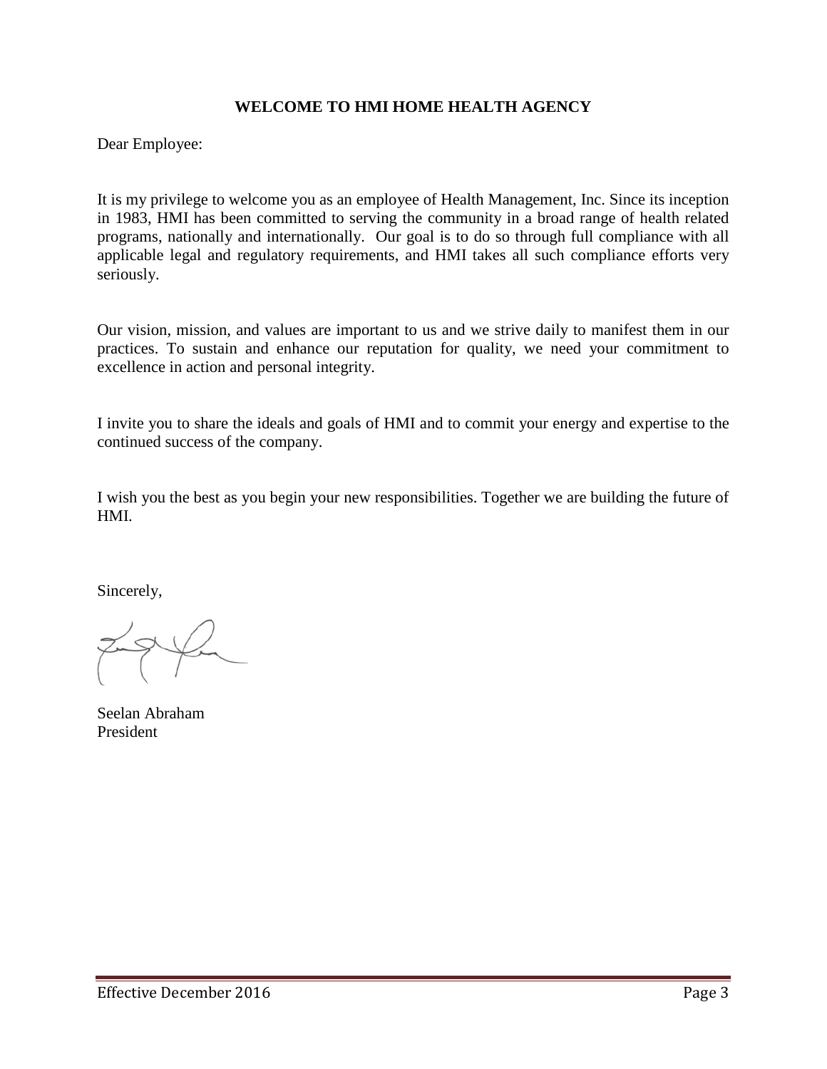# WELCOME TO HMI HOME HEALTH AGENCY

Dear Employee:

It is my privilege to welcome you as an employee of Health Management, Inc. Since its inception in 1983, HMI has been committed to serving the community in a broad range of health related programs, nationally and internationally. Our goal is to do so through full compliance with all applicable legal and regulatory requirements, and HMI takes all such compliance efforts very seriously.

Our vision, mission, and values are important to us and we strive daily to manifest them in our practices. To sustain and enhance our reputation for quality, we need your commitment to excellence in action and personal integrity.

I invite you to share the ideals and goals of HMI and to commit your energy and expertise to the continued success of the company.

I wish you the best as you begin your new responsibilities. Together we are building the future of HMI.

Sincerely,

Seelan Abraham
President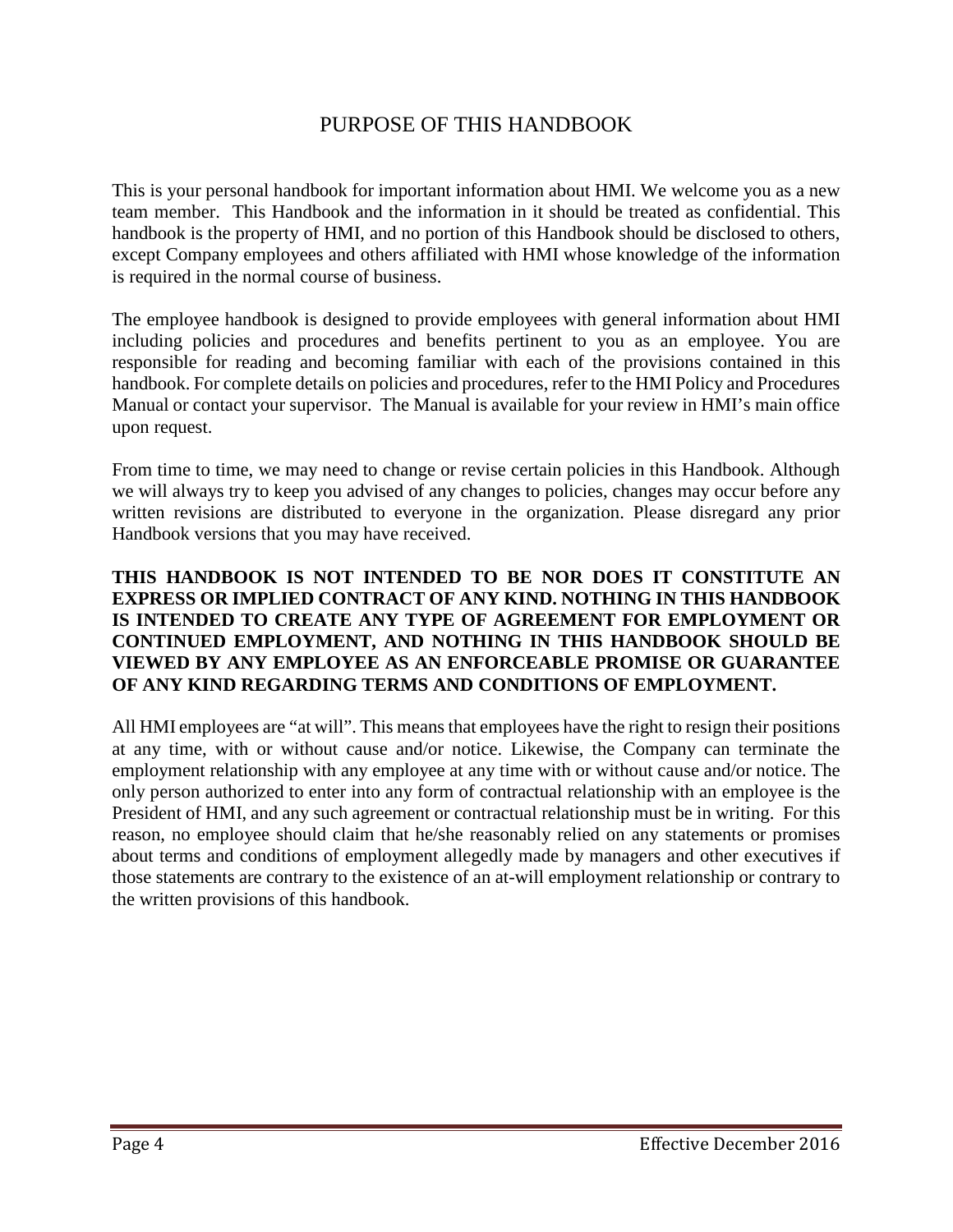# PURPOSE OF THIS HANDBOOK

This is your personal handbook for important information about HMI. We welcome you as a new team member. This Handbook and the information in it should be treated as confidential. This handbook is the property of HMI, and no portion of this Handbook should be disclosed to others, except Company employees and others affiliated with HMI whose knowledge of the information is required in the normal course of business.

The employee handbook is designed to provide employees with general information about HMI including policies and procedures and benefits pertinent to you as an employee. You are responsible for reading and becoming familiar with each of the provisions contained in this handbook. For complete details on policies and procedures, refer to the HMI Policy and Procedures Manual or contact your supervisor. The Manual is available for your review in HMI's main office upon request.

From time to time, we may need to change or revise certain policies in this Handbook. Although we will always try to keep you advised of any changes to policies, changes may occur before any written revisions are distributed to everyone in the organization. Please disregard any prior Handbook versions that you may have received.

**THIS HANDBOOK IS NOT INTENDED TO BE NOR DOES IT CONSTITUTE AN EXPRESS OR IMPLIED CONTRACT OF ANY KIND. NOTHING IN THIS HANDBOOK IS INTENDED TO CREATE ANY TYPE OF AGREEMENT FOR EMPLOYMENT OR CONTINUED EMPLOYMENT, AND NOTHING IN THIS HANDBOOK SHOULD BE VIEWED BY ANY EMPLOYEE AS AN ENFORCEABLE PROMISE OR GUARANTEE OF ANY KIND REGARDING TERMS AND CONDITIONS OF EMPLOYMENT.**

All HMI employees are "at will". This means that employees have the right to resign their positions at any time, with or without cause and/or notice. Likewise, the Company can terminate the employment relationship with any employee at any time with or without cause and/or notice. The only person authorized to enter into any form of contractual relationship with an employee is the President of HMI, and any such agreement or contractual relationship must be in writing. For this reason, no employee should claim that he/she reasonably relied on any statements or promises about terms and conditions of employment allegedly made by managers and other executives if those statements are contrary to the existence of an at-will employment relationship or contrary to the written provisions of this handbook.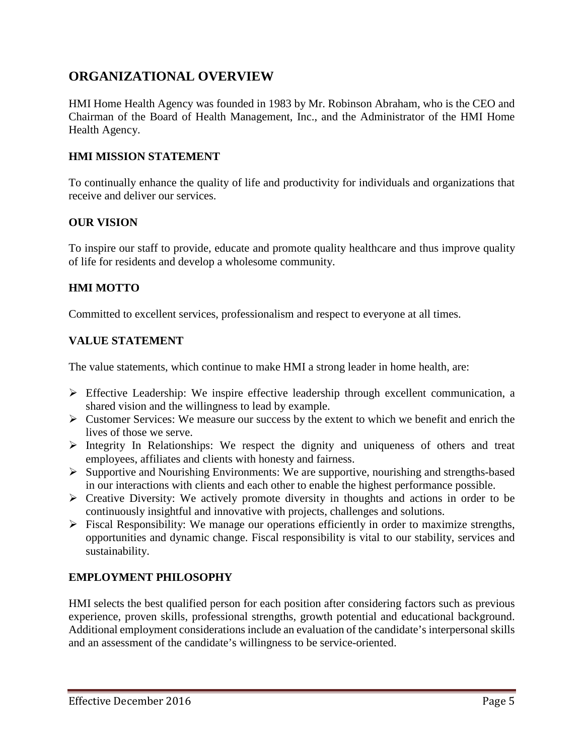## ORGANIZATIONAL OVERVIEW

HMI Home Health Agency was founded in 1983 by Mr. Robinson Abraham, who is the CEO and Chairman of the Board of Health Management, Inc., and the Administrator of the HMI Home Health Agency.

### HMI MISSION STATEMENT

To continually enhance the quality of life and productivity for individuals and organizations that receive and deliver our services.

### OUR VISION

To inspire our staff to provide, educate and promote quality healthcare and thus improve quality of life for residents and develop a wholesome community.

### HMI MOTTO

Committed to excellent services, professionalism and respect to everyone at all times.

### VALUE STATEMENT

The value statements, which continue to make HMI a strong leader in home health, are:

- Effective Leadership: We inspire effective leadership through excellent communication, a shared vision and the willingness to lead by example.
- Customer Services: We measure our success by the extent to which we benefit and enrich the lives of those we serve.
- Integrity In Relationships: We respect the dignity and uniqueness of others and treat employees, affiliates and clients with honesty and fairness.
- Supportive and Nourishing Environments: We are supportive, nourishing and strengths-based in our interactions with clients and each other to enable the highest performance possible.
- Creative Diversity: We actively promote diversity in thoughts and actions in order to be continuously insightful and innovative with projects, challenges and solutions.
- Fiscal Responsibility: We manage our operations efficiently in order to maximize strengths, opportunities and dynamic change. Fiscal responsibility is vital to our stability, services and sustainability.

### EMPLOYMENT PHILOSOPHY

HMI selects the best qualified person for each position after considering factors such as previous experience, proven skills, professional strengths, growth potential and educational background. Additional employment considerations include an evaluation of the candidate's interpersonal skills and an assessment of the candidate's willingness to be service-oriented.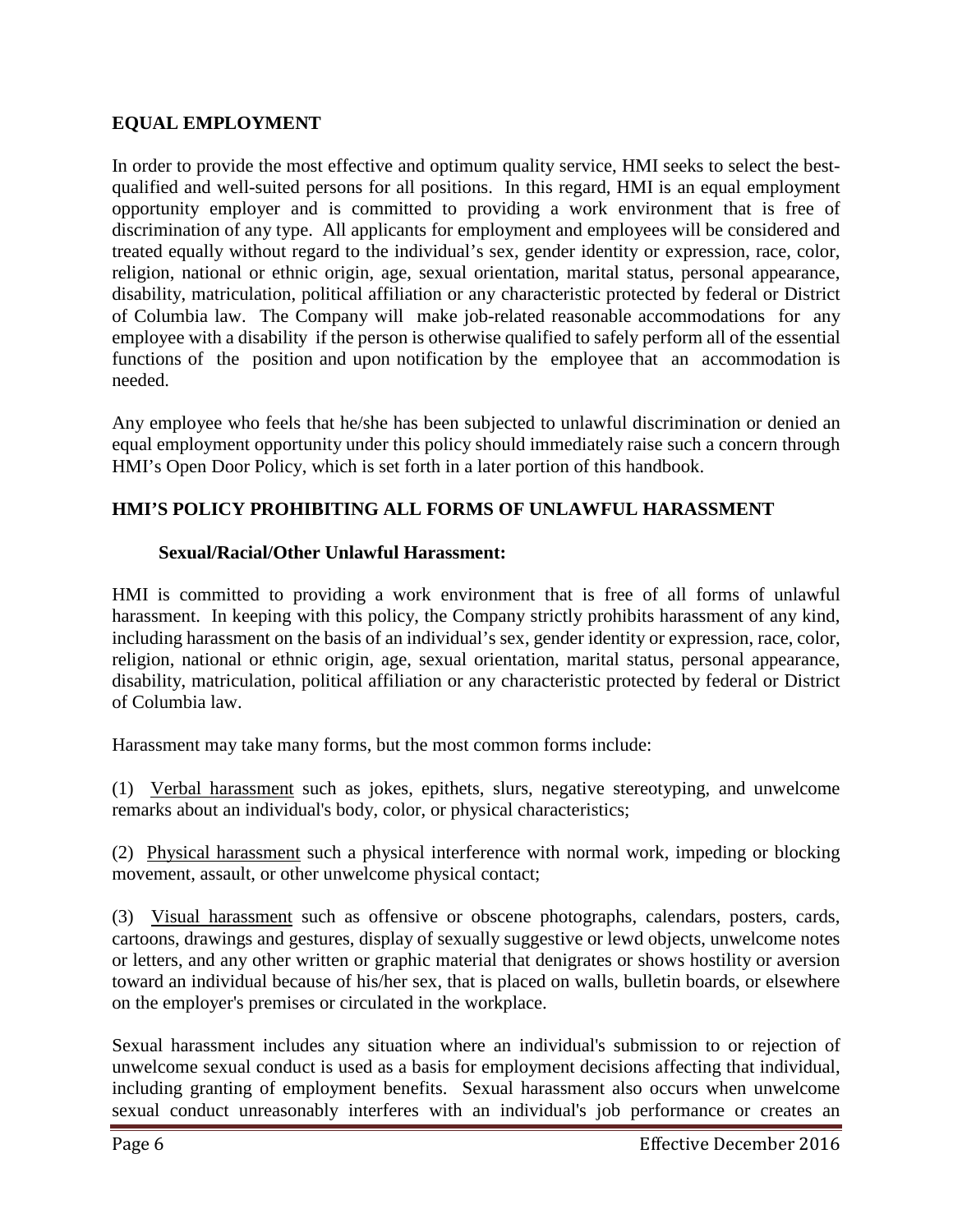## EQUAL EMPLOYMENT

In order to provide the most effective and optimum quality service, HMI seeks to select the best-qualified and well-suited persons for all positions. In this regard, HMI is an equal employment opportunity employer and is committed to providing a work environment that is free of discrimination of any type. All applicants for employment and employees will be considered and treated equally without regard to the individual's sex, gender identity or expression, race, color, religion, national or ethnic origin, age, sexual orientation, marital status, personal appearance, disability, matriculation, political affiliation or any characteristic protected by federal or District of Columbia law. The Company will make job-related reasonable accommodations for any employee with a disability if the person is otherwise qualified to safely perform all of the essential functions of the position and upon notification by the employee that an accommodation is needed.

Any employee who feels that he/she has been subjected to unlawful discrimination or denied an equal employment opportunity under this policy should immediately raise such a concern through HMI's Open Door Policy, which is set forth in a later portion of this handbook.

## HMI'S POLICY PROHIBITING ALL FORMS OF UNLAWFUL HARASSMENT

### Sexual/Racial/Other Unlawful Harassment:

HMI is committed to providing a work environment that is free of all forms of unlawful harassment. In keeping with this policy, the Company strictly prohibits harassment of any kind, including harassment on the basis of an individual's sex, gender identity or expression, race, color, religion, national or ethnic origin, age, sexual orientation, marital status, personal appearance, disability, matriculation, political affiliation or any characteristic protected by federal or District of Columbia law.

Harassment may take many forms, but the most common forms include:

(1) Verbal harassment such as jokes, epithets, slurs, negative stereotyping, and unwelcome remarks about an individual's body, color, or physical characteristics;

(2) Physical harassment such a physical interference with normal work, impeding or blocking movement, assault, or other unwelcome physical contact;

(3) Visual harassment such as offensive or obscene photographs, calendars, posters, cards, cartoons, drawings and gestures, display of sexually suggestive or lewd objects, unwelcome notes or letters, and any other written or graphic material that denigrates or shows hostility or aversion toward an individual because of his/her sex, that is placed on walls, bulletin boards, or elsewhere on the employer's premises or circulated in the workplace.

Sexual harassment includes any situation where an individual's submission to or rejection of unwelcome sexual conduct is used as a basis for employment decisions affecting that individual, including granting of employment benefits. Sexual harassment also occurs when unwelcome sexual conduct unreasonably interferes with an individual's job performance or creates an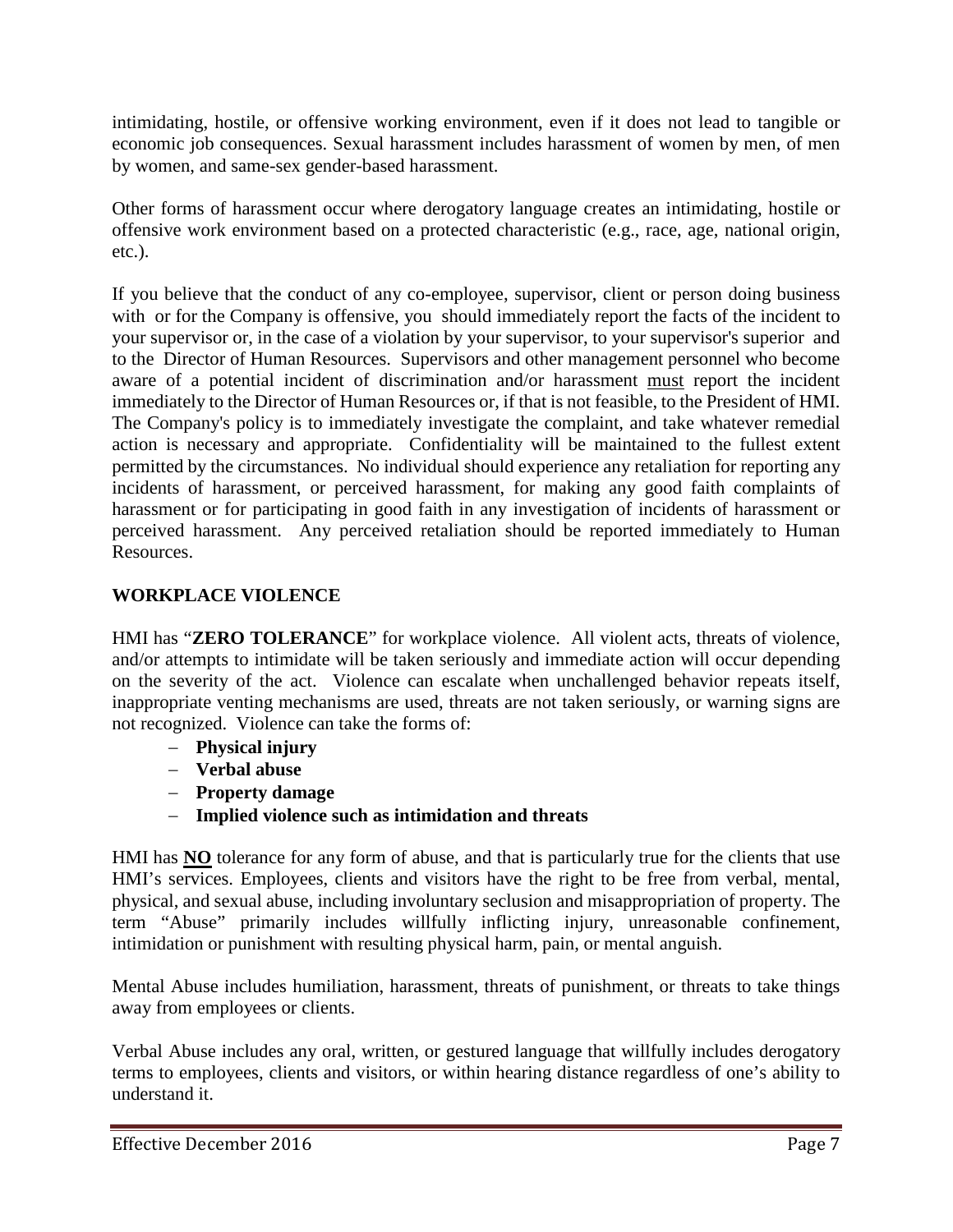intimidating, hostile, or offensive working environment, even if it does not lead to tangible or economic job consequences. Sexual harassment includes harassment of women by men, of men by women, and same-sex gender-based harassment.

Other forms of harassment occur where derogatory language creates an intimidating, hostile or offensive work environment based on a protected characteristic (e.g., race, age, national origin, etc.).

If you believe that the conduct of any co-employee, supervisor, client or person doing business with or for the Company is offensive, you should immediately report the facts of the incident to your supervisor or, in the case of a violation by your supervisor, to your supervisor's superior and to the Director of Human Resources. Supervisors and other management personnel who become aware of a potential incident of discrimination and/or harassment must report the incident immediately to the Director of Human Resources or, if that is not feasible, to the President of HMI. The Company's policy is to immediately investigate the complaint, and take whatever remedial action is necessary and appropriate. Confidentiality will be maintained to the fullest extent permitted by the circumstances. No individual should experience any retaliation for reporting any incidents of harassment, or perceived harassment, for making any good faith complaints of harassment or for participating in good faith in any investigation of incidents of harassment or perceived harassment. Any perceived retaliation should be reported immediately to Human Resources.

## WORKPLACE VIOLENCE

HMI has "**ZERO TOLERANCE**" for workplace violence. All violent acts, threats of violence, and/or attempts to intimidate will be taken seriously and immediate action will occur depending on the severity of the act. Violence can escalate when unchallenged behavior repeats itself, inappropriate venting mechanisms are used, threats are not taken seriously, or warning signs are not recognized. Violence can take the forms of:

- **Physical injury**
- **Verbal abuse**
- **Property damage**
- **Implied violence such as intimidation and threats**

HMI has **NO** tolerance for any form of abuse, and that is particularly true for the clients that use HMI's services. Employees, clients and visitors have the right to be free from verbal, mental, physical, and sexual abuse, including involuntary seclusion and misappropriation of property. The term "Abuse" primarily includes willfully inflicting injury, unreasonable confinement, intimidation or punishment with resulting physical harm, pain, or mental anguish.

Mental Abuse includes humiliation, harassment, threats of punishment, or threats to take things away from employees or clients.

Verbal Abuse includes any oral, written, or gestured language that willfully includes derogatory terms to employees, clients and visitors, or within hearing distance regardless of one's ability to understand it.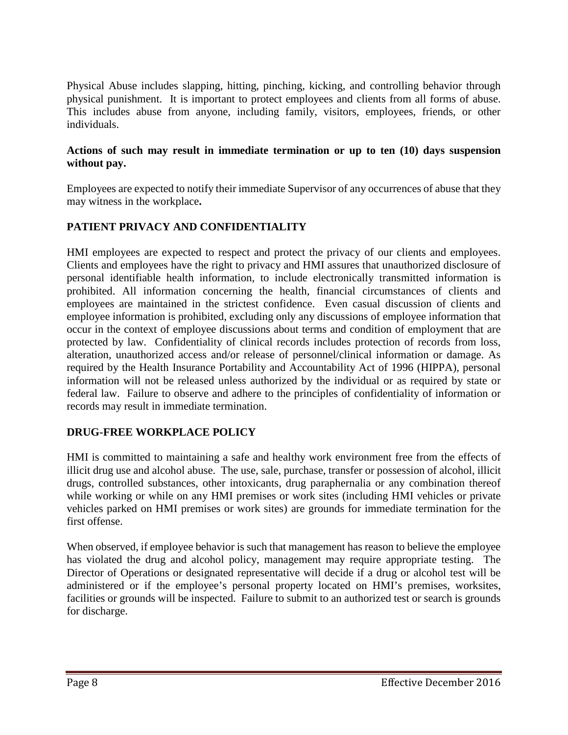Physical Abuse includes slapping, hitting, pinching, kicking, and controlling behavior through physical punishment. It is important to protect employees and clients from all forms of abuse. This includes abuse from anyone, including family, visitors, employees, friends, or other individuals.

**Actions of such may result in immediate termination or up to ten (10) days suspension without pay.**

Employees are expected to notify their immediate Supervisor of any occurrences of abuse that they may witness in the workplace**.**

## PATIENT PRIVACY AND CONFIDENTIALITY

HMI employees are expected to respect and protect the privacy of our clients and employees. Clients and employees have the right to privacy and HMI assures that unauthorized disclosure of personal identifiable health information, to include electronically transmitted information is prohibited. All information concerning the health, financial circumstances of clients and employees are maintained in the strictest confidence. Even casual discussion of clients and employee information is prohibited, excluding only any discussions of employee information that occur in the context of employee discussions about terms and condition of employment that are protected by law. Confidentiality of clinical records includes protection of records from loss, alteration, unauthorized access and/or release of personnel/clinical information or damage. As required by the Health Insurance Portability and Accountability Act of 1996 (HIPPA), personal information will not be released unless authorized by the individual or as required by state or federal law. Failure to observe and adhere to the principles of confidentiality of information or records may result in immediate termination.

## DRUG-FREE WORKPLACE POLICY

HMI is committed to maintaining a safe and healthy work environment free from the effects of illicit drug use and alcohol abuse. The use, sale, purchase, transfer or possession of alcohol, illicit drugs, controlled substances, other intoxicants, drug paraphernalia or any combination thereof while working or while on any HMI premises or work sites (including HMI vehicles or private vehicles parked on HMI premises or work sites) are grounds for immediate termination for the first offense.

When observed, if employee behavior is such that management has reason to believe the employee has violated the drug and alcohol policy, management may require appropriate testing. The Director of Operations or designated representative will decide if a drug or alcohol test will be administered or if the employee's personal property located on HMI's premises, worksites, facilities or grounds will be inspected. Failure to submit to an authorized test or search is grounds for discharge.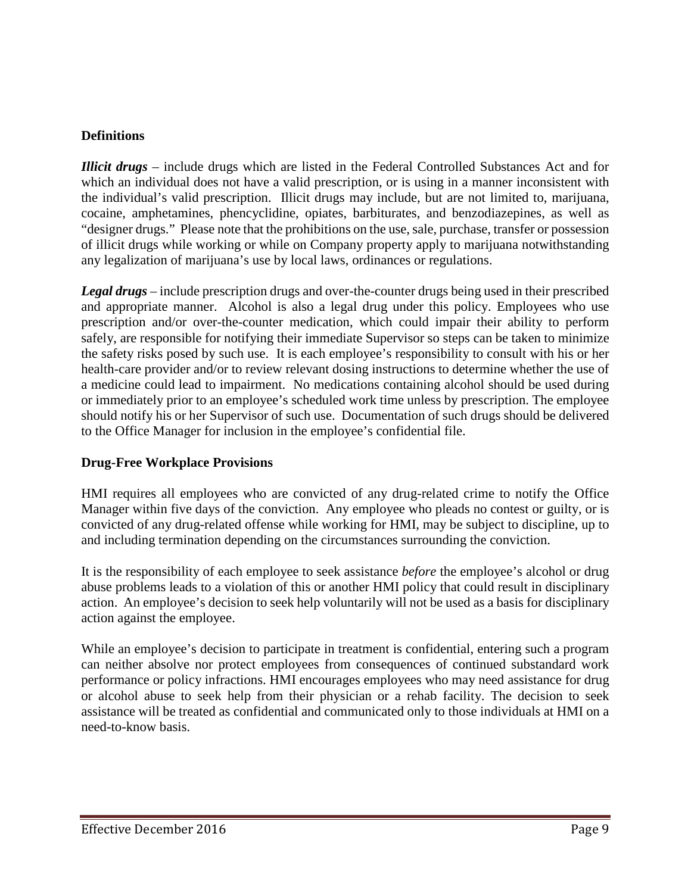## Definitions

***Illicit drugs*** – include drugs which are listed in the Federal Controlled Substances Act and for which an individual does not have a valid prescription, or is using in a manner inconsistent with the individual's valid prescription. Illicit drugs may include, but are not limited to, marijuana, cocaine, amphetamines, phencyclidine, opiates, barbiturates, and benzodiazepines, as well as "designer drugs." Please note that the prohibitions on the use, sale, purchase, transfer or possession of illicit drugs while working or while on Company property apply to marijuana notwithstanding any legalization of marijuana's use by local laws, ordinances or regulations.

***Legal drugs*** – include prescription drugs and over-the-counter drugs being used in their prescribed and appropriate manner. Alcohol is also a legal drug under this policy. Employees who use prescription and/or over-the-counter medication, which could impair their ability to perform safely, are responsible for notifying their immediate Supervisor so steps can be taken to minimize the safety risks posed by such use. It is each employee's responsibility to consult with his or her health-care provider and/or to review relevant dosing instructions to determine whether the use of a medicine could lead to impairment. No medications containing alcohol should be used during or immediately prior to an employee's scheduled work time unless by prescription. The employee should notify his or her Supervisor of such use. Documentation of such drugs should be delivered to the Office Manager for inclusion in the employee's confidential file.

## Drug-Free Workplace Provisions

HMI requires all employees who are convicted of any drug-related crime to notify the Office Manager within five days of the conviction. Any employee who pleads no contest or guilty, or is convicted of any drug-related offense while working for HMI, may be subject to discipline, up to and including termination depending on the circumstances surrounding the conviction.

It is the responsibility of each employee to seek assistance *before* the employee's alcohol or drug abuse problems leads to a violation of this or another HMI policy that could result in disciplinary action. An employee's decision to seek help voluntarily will not be used as a basis for disciplinary action against the employee.

While an employee's decision to participate in treatment is confidential, entering such a program can neither absolve nor protect employees from consequences of continued substandard work performance or policy infractions. HMI encourages employees who may need assistance for drug or alcohol abuse to seek help from their physician or a rehab facility. The decision to seek assistance will be treated as confidential and communicated only to those individuals at HMI on a need-to-know basis.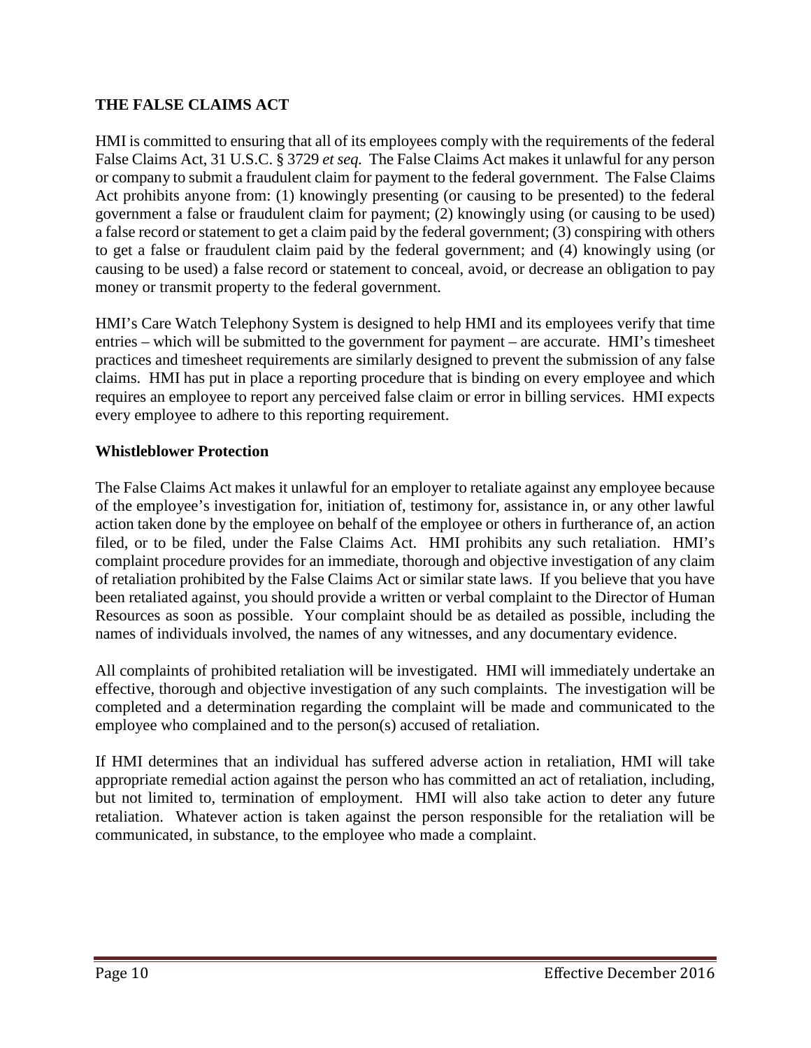## THE FALSE CLAIMS ACT

HMI is committed to ensuring that all of its employees comply with the requirements of the federal False Claims Act, 31 U.S.C. § 3729 *et seq.* The False Claims Act makes it unlawful for any person or company to submit a fraudulent claim for payment to the federal government. The False Claims Act prohibits anyone from: (1) knowingly presenting (or causing to be presented) to the federal government a false or fraudulent claim for payment; (2) knowingly using (or causing to be used) a false record or statement to get a claim paid by the federal government; (3) conspiring with others to get a false or fraudulent claim paid by the federal government; and (4) knowingly using (or causing to be used) a false record or statement to conceal, avoid, or decrease an obligation to pay money or transmit property to the federal government.

HMI's Care Watch Telephony System is designed to help HMI and its employees verify that time entries – which will be submitted to the government for payment – are accurate. HMI's timesheet practices and timesheet requirements are similarly designed to prevent the submission of any false claims. HMI has put in place a reporting procedure that is binding on every employee and which requires an employee to report any perceived false claim or error in billing services. HMI expects every employee to adhere to this reporting requirement.

### Whistleblower Protection

The False Claims Act makes it unlawful for an employer to retaliate against any employee because of the employee's investigation for, initiation of, testimony for, assistance in, or any other lawful action taken done by the employee on behalf of the employee or others in furtherance of, an action filed, or to be filed, under the False Claims Act. HMI prohibits any such retaliation. HMI's complaint procedure provides for an immediate, thorough and objective investigation of any claim of retaliation prohibited by the False Claims Act or similar state laws. If you believe that you have been retaliated against, you should provide a written or verbal complaint to the Director of Human Resources as soon as possible. Your complaint should be as detailed as possible, including the names of individuals involved, the names of any witnesses, and any documentary evidence.

All complaints of prohibited retaliation will be investigated. HMI will immediately undertake an effective, thorough and objective investigation of any such complaints. The investigation will be completed and a determination regarding the complaint will be made and communicated to the employee who complained and to the person(s) accused of retaliation.

If HMI determines that an individual has suffered adverse action in retaliation, HMI will take appropriate remedial action against the person who has committed an act of retaliation, including, but not limited to, termination of employment. HMI will also take action to deter any future retaliation. Whatever action is taken against the person responsible for the retaliation will be communicated, in substance, to the employee who made a complaint.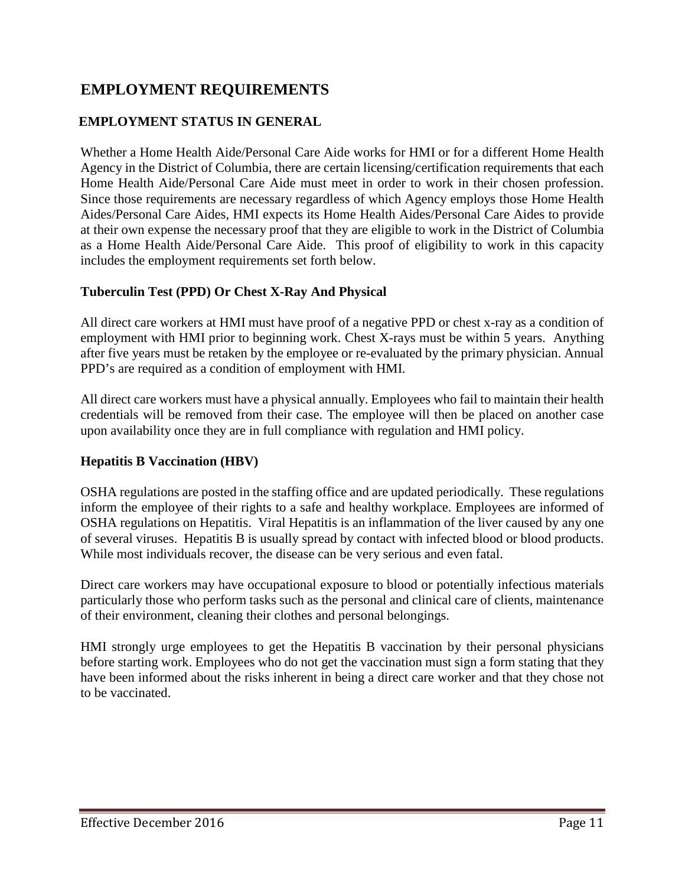# EMPLOYMENT REQUIREMENTS

## EMPLOYMENT STATUS IN GENERAL

Whether a Home Health Aide/Personal Care Aide works for HMI or for a different Home Health Agency in the District of Columbia, there are certain licensing/certification requirements that each Home Health Aide/Personal Care Aide must meet in order to work in their chosen profession. Since those requirements are necessary regardless of which Agency employs those Home Health Aides/Personal Care Aides, HMI expects its Home Health Aides/Personal Care Aides to provide at their own expense the necessary proof that they are eligible to work in the District of Columbia as a Home Health Aide/Personal Care Aide. This proof of eligibility to work in this capacity includes the employment requirements set forth below.

### Tuberculin Test (PPD) Or Chest X-Ray And Physical

All direct care workers at HMI must have proof of a negative PPD or chest x-ray as a condition of employment with HMI prior to beginning work. Chest X-rays must be within 5 years. Anything after five years must be retaken by the employee or re-evaluated by the primary physician. Annual PPD's are required as a condition of employment with HMI.

All direct care workers must have a physical annually. Employees who fail to maintain their health credentials will be removed from their case. The employee will then be placed on another case upon availability once they are in full compliance with regulation and HMI policy.

### Hepatitis B Vaccination (HBV)

OSHA regulations are posted in the staffing office and are updated periodically. These regulations inform the employee of their rights to a safe and healthy workplace. Employees are informed of OSHA regulations on Hepatitis. Viral Hepatitis is an inflammation of the liver caused by any one of several viruses. Hepatitis B is usually spread by contact with infected blood or blood products. While most individuals recover, the disease can be very serious and even fatal.

Direct care workers may have occupational exposure to blood or potentially infectious materials particularly those who perform tasks such as the personal and clinical care of clients, maintenance of their environment, cleaning their clothes and personal belongings.

HMI strongly urge employees to get the Hepatitis B vaccination by their personal physicians before starting work. Employees who do not get the vaccination must sign a form stating that they have been informed about the risks inherent in being a direct care worker and that they chose not to be vaccinated.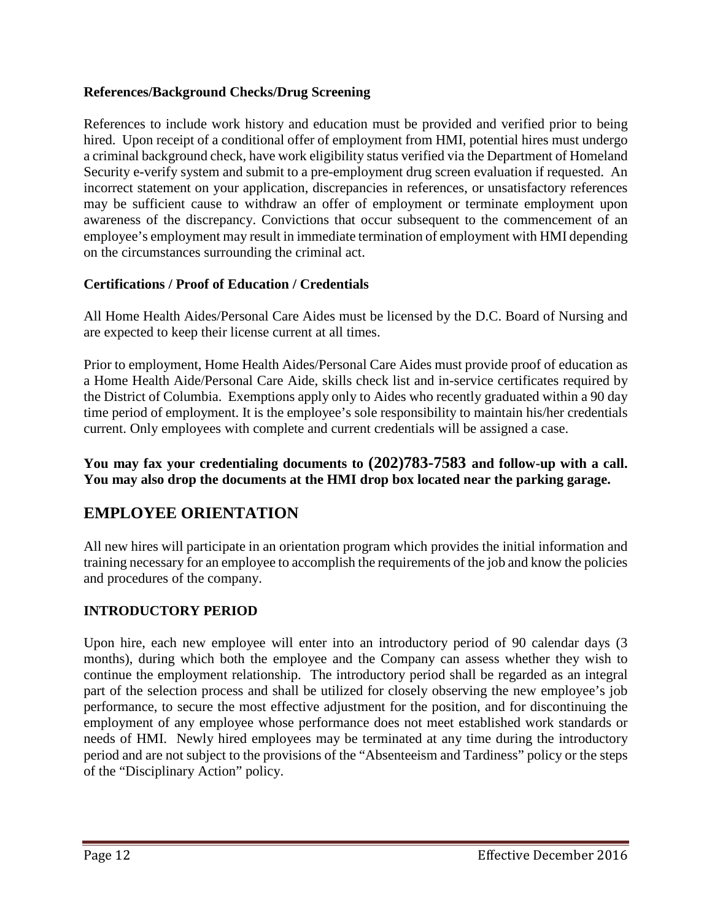### References/Background Checks/Drug Screening

References to include work history and education must be provided and verified prior to being hired. Upon receipt of a conditional offer of employment from HMI, potential hires must undergo a criminal background check, have work eligibility status verified via the Department of Homeland Security e-verify system and submit to a pre-employment drug screen evaluation if requested. An incorrect statement on your application, discrepancies in references, or unsatisfactory references may be sufficient cause to withdraw an offer of employment or terminate employment upon awareness of the discrepancy. Convictions that occur subsequent to the commencement of an employee's employment may result in immediate termination of employment with HMI depending on the circumstances surrounding the criminal act.

### Certifications / Proof of Education / Credentials

All Home Health Aides/Personal Care Aides must be licensed by the D.C. Board of Nursing and are expected to keep their license current at all times.

Prior to employment, Home Health Aides/Personal Care Aides must provide proof of education as a Home Health Aide/Personal Care Aide, skills check list and in-service certificates required by the District of Columbia. Exemptions apply only to Aides who recently graduated within a 90 day time period of employment. It is the employee's sole responsibility to maintain his/her credentials current. Only employees with complete and current credentials will be assigned a case.

**You may fax your credentialing documents to (202)783-7583 and follow-up with a call. You may also drop the documents at the HMI drop box located near the parking garage.**

## EMPLOYEE ORIENTATION

All new hires will participate in an orientation program which provides the initial information and training necessary for an employee to accomplish the requirements of the job and know the policies and procedures of the company.

### INTRODUCTORY PERIOD

Upon hire, each new employee will enter into an introductory period of 90 calendar days (3 months), during which both the employee and the Company can assess whether they wish to continue the employment relationship. The introductory period shall be regarded as an integral part of the selection process and shall be utilized for closely observing the new employee's job performance, to secure the most effective adjustment for the position, and for discontinuing the employment of any employee whose performance does not meet established work standards or needs of HMI. Newly hired employees may be terminated at any time during the introductory period and are not subject to the provisions of the "Absenteeism and Tardiness" policy or the steps of the "Disciplinary Action" policy.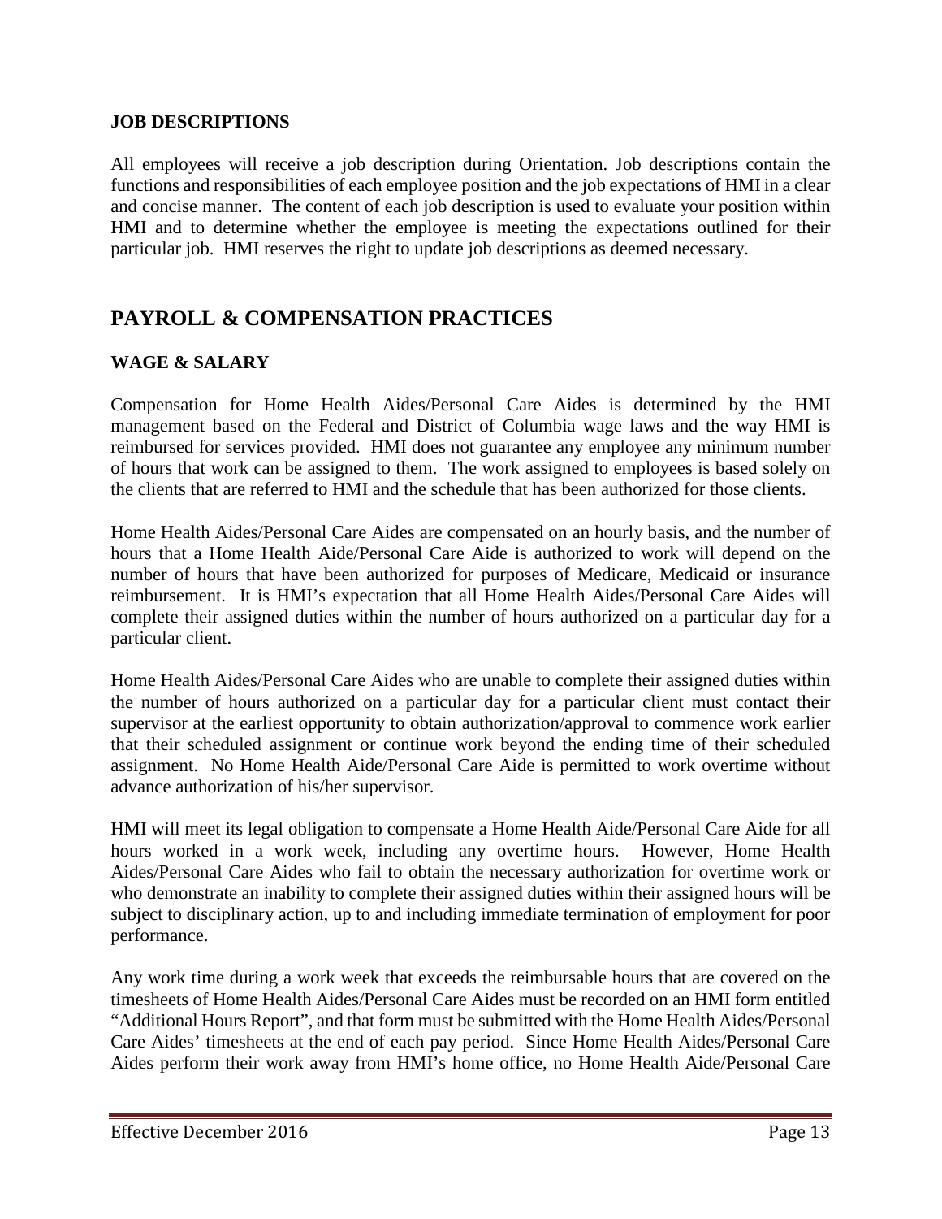### JOB DESCRIPTIONS

All employees will receive a job description during Orientation. Job descriptions contain the functions and responsibilities of each employee position and the job expectations of HMI in a clear and concise manner. The content of each job description is used to evaluate your position within HMI and to determine whether the employee is meeting the expectations outlined for their particular job. HMI reserves the right to update job descriptions as deemed necessary.

## PAYROLL & COMPENSATION PRACTICES

### WAGE & SALARY

Compensation for Home Health Aides/Personal Care Aides is determined by the HMI management based on the Federal and District of Columbia wage laws and the way HMI is reimbursed for services provided. HMI does not guarantee any employee any minimum number of hours that work can be assigned to them. The work assigned to employees is based solely on the clients that are referred to HMI and the schedule that has been authorized for those clients.

Home Health Aides/Personal Care Aides are compensated on an hourly basis, and the number of hours that a Home Health Aide/Personal Care Aide is authorized to work will depend on the number of hours that have been authorized for purposes of Medicare, Medicaid or insurance reimbursement. It is HMI's expectation that all Home Health Aides/Personal Care Aides will complete their assigned duties within the number of hours authorized on a particular day for a particular client.

Home Health Aides/Personal Care Aides who are unable to complete their assigned duties within the number of hours authorized on a particular day for a particular client must contact their supervisor at the earliest opportunity to obtain authorization/approval to commence work earlier that their scheduled assignment or continue work beyond the ending time of their scheduled assignment. No Home Health Aide/Personal Care Aide is permitted to work overtime without advance authorization of his/her supervisor.

HMI will meet its legal obligation to compensate a Home Health Aide/Personal Care Aide for all hours worked in a work week, including any overtime hours. However, Home Health Aides/Personal Care Aides who fail to obtain the necessary authorization for overtime work or who demonstrate an inability to complete their assigned duties within their assigned hours will be subject to disciplinary action, up to and including immediate termination of employment for poor performance.

Any work time during a work week that exceeds the reimbursable hours that are covered on the timesheets of Home Health Aides/Personal Care Aides must be recorded on an HMI form entitled "Additional Hours Report", and that form must be submitted with the Home Health Aides/Personal Care Aides' timesheets at the end of each pay period. Since Home Health Aides/Personal Care Aides perform their work away from HMI's home office, no Home Health Aide/Personal Care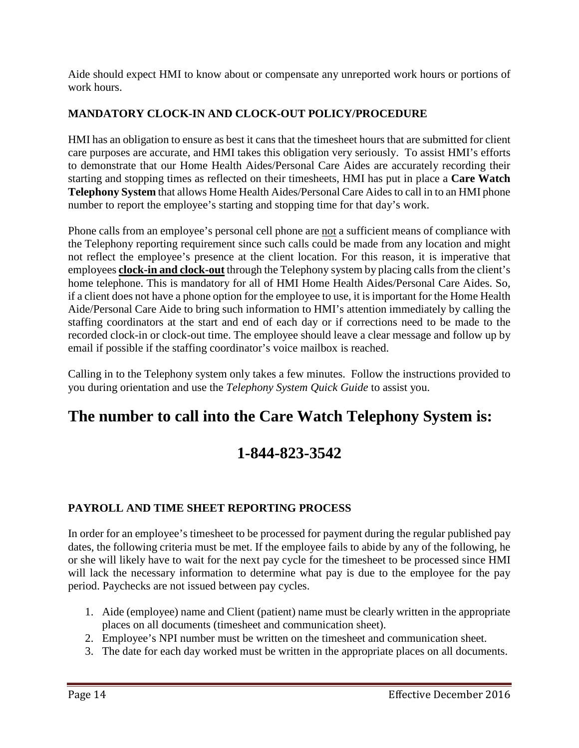Aide should expect HMI to know about or compensate any unreported work hours or portions of work hours.

### MANDATORY CLOCK-IN AND CLOCK-OUT POLICY/PROCEDURE

HMI has an obligation to ensure as best it cans that the timesheet hours that are submitted for client care purposes are accurate, and HMI takes this obligation very seriously. To assist HMI's efforts to demonstrate that our Home Health Aides/Personal Care Aides are accurately recording their starting and stopping times as reflected on their timesheets, HMI has put in place a **Care Watch Telephony System** that allows Home Health Aides/Personal Care Aides to call in to an HMI phone number to report the employee's starting and stopping time for that day's work.

Phone calls from an employee's personal cell phone are not a sufficient means of compliance with the Telephony reporting requirement since such calls could be made from any location and might not reflect the employee's presence at the client location. For this reason, it is imperative that employees **clock-in and clock-out** through the Telephony system by placing calls from the client's home telephone. This is mandatory for all of HMI Home Health Aides/Personal Care Aides. So, if a client does not have a phone option for the employee to use, it is important for the Home Health Aide/Personal Care Aide to bring such information to HMI's attention immediately by calling the staffing coordinators at the start and end of each day or if corrections need to be made to the recorded clock-in or clock-out time. The employee should leave a clear message and follow up by email if possible if the staffing coordinator's voice mailbox is reached.

Calling in to the Telephony system only takes a few minutes. Follow the instructions provided to you during orientation and use the *Telephony System Quick Guide* to assist you.

# The number to call into the Care Watch Telephony System is:

# 1-844-823-3542

### PAYROLL AND TIME SHEET REPORTING PROCESS

In order for an employee's timesheet to be processed for payment during the regular published pay dates, the following criteria must be met. If the employee fails to abide by any of the following, he or she will likely have to wait for the next pay cycle for the timesheet to be processed since HMI will lack the necessary information to determine what pay is due to the employee for the pay period. Paychecks are not issued between pay cycles.

1. Aide (employee) name and Client (patient) name must be clearly written in the appropriate places on all documents (timesheet and communication sheet).
2. Employee's NPI number must be written on the timesheet and communication sheet.
3. The date for each day worked must be written in the appropriate places on all documents.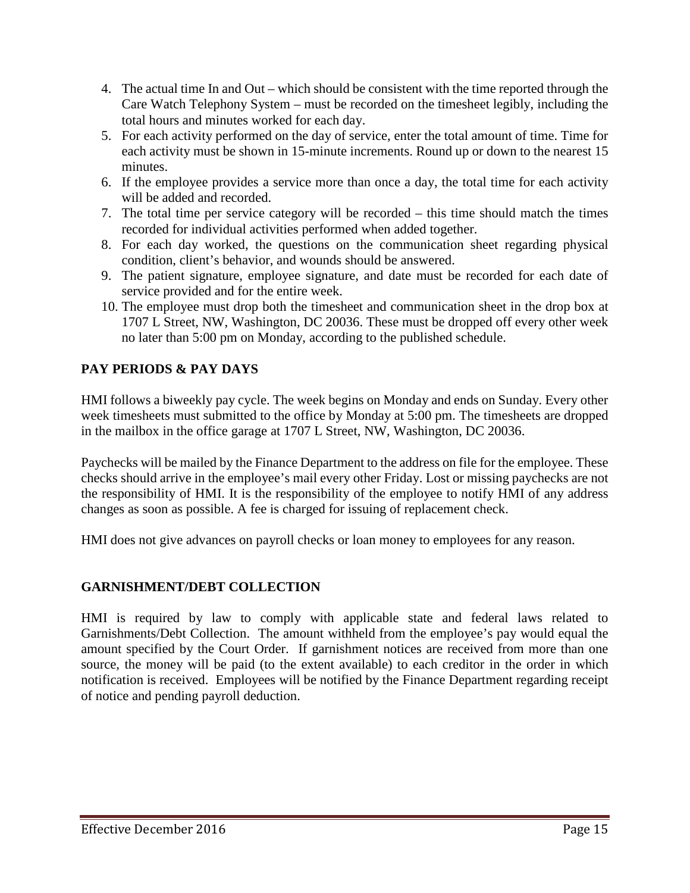4. The actual time In and Out – which should be consistent with the time reported through the Care Watch Telephony System – must be recorded on the timesheet legibly, including the total hours and minutes worked for each day.
5. For each activity performed on the day of service, enter the total amount of time. Time for each activity must be shown in 15-minute increments. Round up or down to the nearest 15 minutes.
6. If the employee provides a service more than once a day, the total time for each activity will be added and recorded.
7. The total time per service category will be recorded – this time should match the times recorded for individual activities performed when added together.
8. For each day worked, the questions on the communication sheet regarding physical condition, client's behavior, and wounds should be answered.
9. The patient signature, employee signature, and date must be recorded for each date of service provided and for the entire week.
10. The employee must drop both the timesheet and communication sheet in the drop box at 1707 L Street, NW, Washington, DC 20036. These must be dropped off every other week no later than 5:00 pm on Monday, according to the published schedule.

## PAY PERIODS & PAY DAYS

HMI follows a biweekly pay cycle. The week begins on Monday and ends on Sunday. Every other week timesheets must submitted to the office by Monday at 5:00 pm. The timesheets are dropped in the mailbox in the office garage at 1707 L Street, NW, Washington, DC 20036.

Paychecks will be mailed by the Finance Department to the address on file for the employee. These checks should arrive in the employee's mail every other Friday. Lost or missing paychecks are not the responsibility of HMI. It is the responsibility of the employee to notify HMI of any address changes as soon as possible. A fee is charged for issuing of replacement check.

HMI does not give advances on payroll checks or loan money to employees for any reason.

## GARNISHMENT/DEBT COLLECTION

HMI is required by law to comply with applicable state and federal laws related to Garnishments/Debt Collection. The amount withheld from the employee's pay would equal the amount specified by the Court Order. If garnishment notices are received from more than one source, the money will be paid (to the extent available) to each creditor in the order in which notification is received. Employees will be notified by the Finance Department regarding receipt of notice and pending payroll deduction.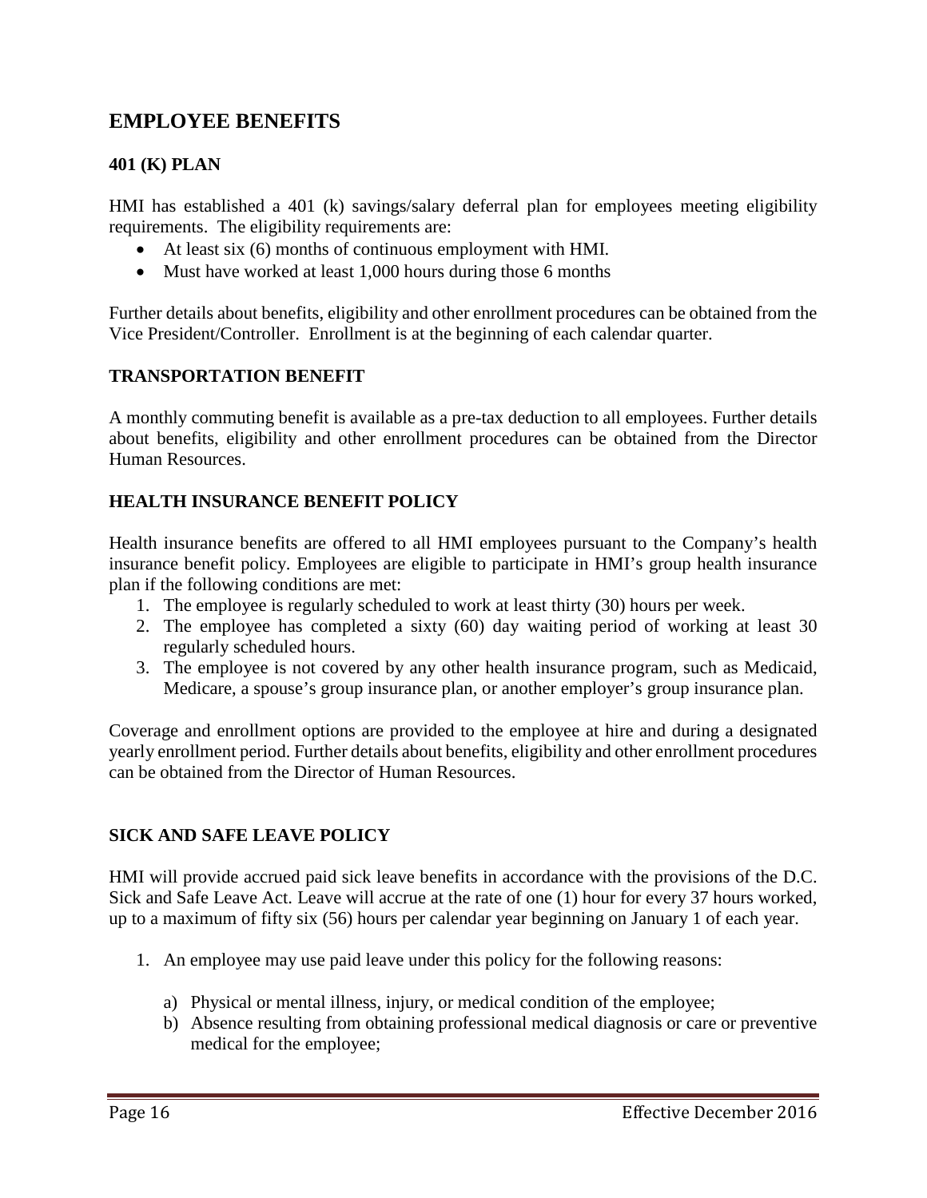# EMPLOYEE BENEFITS

## 401 (K) PLAN

HMI has established a 401 (k) savings/salary deferral plan for employees meeting eligibility requirements. The eligibility requirements are:

- At least six (6) months of continuous employment with HMI.
- Must have worked at least 1,000 hours during those 6 months

Further details about benefits, eligibility and other enrollment procedures can be obtained from the Vice President/Controller. Enrollment is at the beginning of each calendar quarter.

## TRANSPORTATION BENEFIT

A monthly commuting benefit is available as a pre-tax deduction to all employees. Further details about benefits, eligibility and other enrollment procedures can be obtained from the Director Human Resources.

## HEALTH INSURANCE BENEFIT POLICY

Health insurance benefits are offered to all HMI employees pursuant to the Company's health insurance benefit policy. Employees are eligible to participate in HMI's group health insurance plan if the following conditions are met:

1. The employee is regularly scheduled to work at least thirty (30) hours per week.
2. The employee has completed a sixty (60) day waiting period of working at least 30 regularly scheduled hours.
3. The employee is not covered by any other health insurance program, such as Medicaid, Medicare, a spouse's group insurance plan, or another employer's group insurance plan.

Coverage and enrollment options are provided to the employee at hire and during a designated yearly enrollment period. Further details about benefits, eligibility and other enrollment procedures can be obtained from the Director of Human Resources.

## SICK AND SAFE LEAVE POLICY

HMI will provide accrued paid sick leave benefits in accordance with the provisions of the D.C. Sick and Safe Leave Act. Leave will accrue at the rate of one (1) hour for every 37 hours worked, up to a maximum of fifty six (56) hours per calendar year beginning on January 1 of each year.

1. An employee may use paid leave under this policy for the following reasons:

   a) Physical or mental illness, injury, or medical condition of the employee;
   b) Absence resulting from obtaining professional medical diagnosis or care or preventive medical for the employee;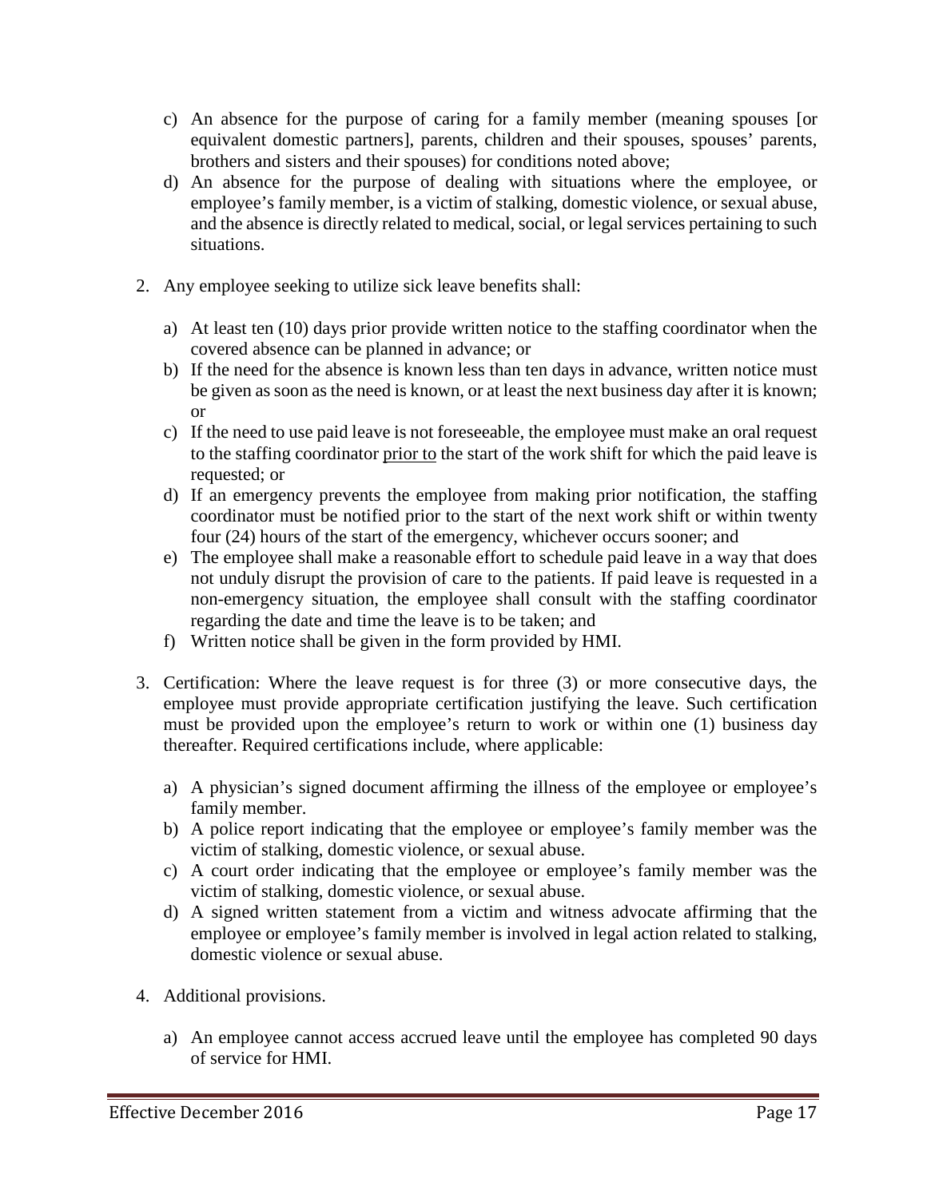c) An absence for the purpose of caring for a family member (meaning spouses [or equivalent domestic partners], parents, children and their spouses, spouses' parents, brothers and sisters and their spouses) for conditions noted above;

d) An absence for the purpose of dealing with situations where the employee, or employee's family member, is a victim of stalking, domestic violence, or sexual abuse, and the absence is directly related to medical, social, or legal services pertaining to such situations.

2. Any employee seeking to utilize sick leave benefits shall:

   a) At least ten (10) days prior provide written notice to the staffing coordinator when the covered absence can be planned in advance; or

   b) If the need for the absence is known less than ten days in advance, written notice must be given as soon as the need is known, or at least the next business day after it is known; or

   c) If the need to use paid leave is not foreseeable, the employee must make an oral request to the staffing coordinator <u>prior to</u> the start of the work shift for which the paid leave is requested; or

   d) If an emergency prevents the employee from making prior notification, the staffing coordinator must be notified prior to the start of the next work shift or within twenty four (24) hours of the start of the emergency, whichever occurs sooner; and

   e) The employee shall make a reasonable effort to schedule paid leave in a way that does not unduly disrupt the provision of care to the patients. If paid leave is requested in a non-emergency situation, the employee shall consult with the staffing coordinator regarding the date and time the leave is to be taken; and

   f) Written notice shall be given in the form provided by HMI.

3. Certification: Where the leave request is for three (3) or more consecutive days, the employee must provide appropriate certification justifying the leave. Such certification must be provided upon the employee's return to work or within one (1) business day thereafter. Required certifications include, where applicable:

   a) A physician's signed document affirming the illness of the employee or employee's family member.

   b) A police report indicating that the employee or employee's family member was the victim of stalking, domestic violence, or sexual abuse.

   c) A court order indicating that the employee or employee's family member was the victim of stalking, domestic violence, or sexual abuse.

   d) A signed written statement from a victim and witness advocate affirming that the employee or employee's family member is involved in legal action related to stalking, domestic violence or sexual abuse.

4. Additional provisions.

   a) An employee cannot access accrued leave until the employee has completed 90 days of service for HMI.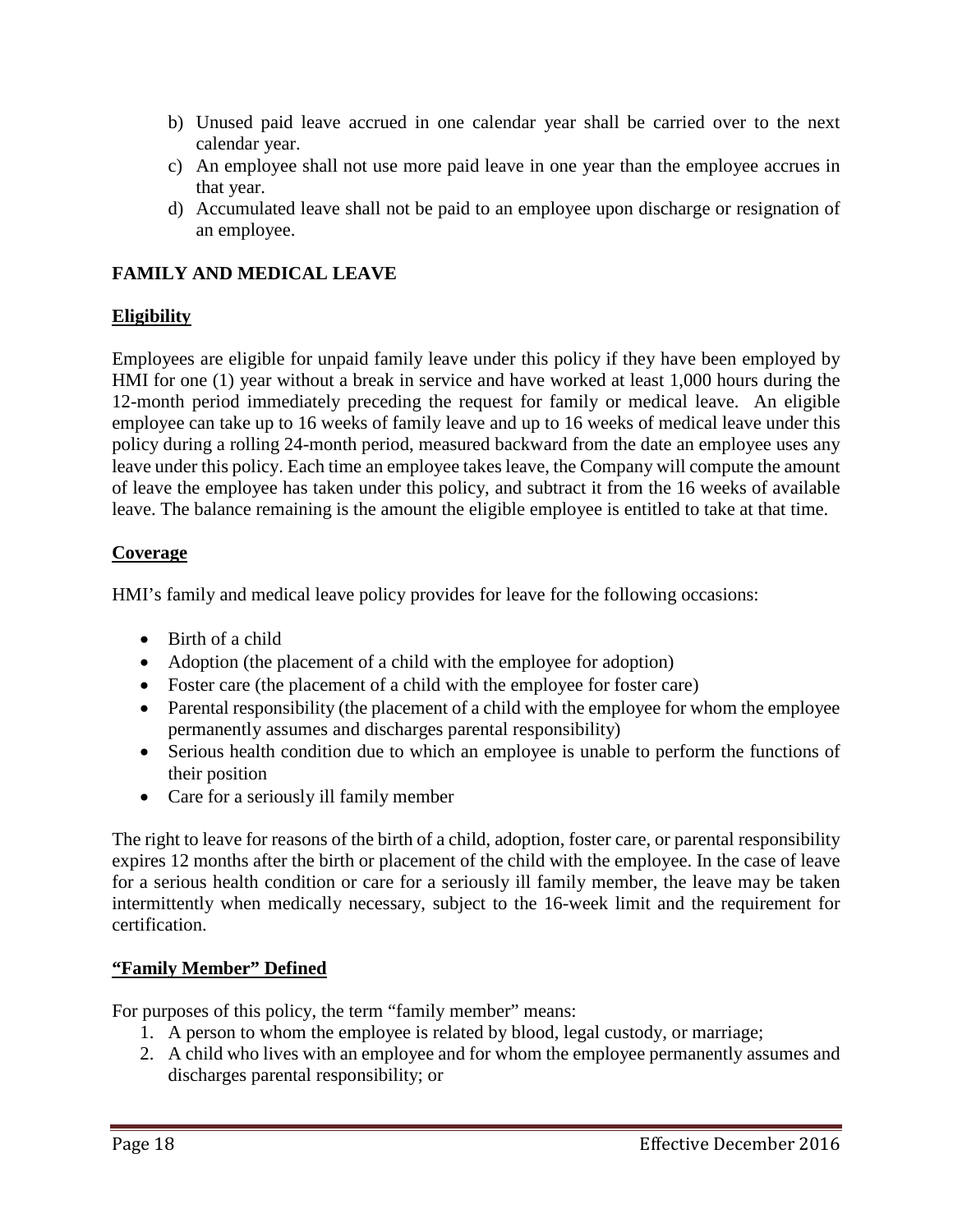b) Unused paid leave accrued in one calendar year shall be carried over to the next calendar year.
c) An employee shall not use more paid leave in one year than the employee accrues in that year.
d) Accumulated leave shall not be paid to an employee upon discharge or resignation of an employee.

## FAMILY AND MEDICAL LEAVE

### Eligibility

Employees are eligible for unpaid family leave under this policy if they have been employed by HMI for one (1) year without a break in service and have worked at least 1,000 hours during the 12-month period immediately preceding the request for family or medical leave. An eligible employee can take up to 16 weeks of family leave and up to 16 weeks of medical leave under this policy during a rolling 24-month period, measured backward from the date an employee uses any leave under this policy. Each time an employee takes leave, the Company will compute the amount of leave the employee has taken under this policy, and subtract it from the 16 weeks of available leave. The balance remaining is the amount the eligible employee is entitled to take at that time.

### Coverage

HMI's family and medical leave policy provides for leave for the following occasions:

- Birth of a child
- Adoption (the placement of a child with the employee for adoption)
- Foster care (the placement of a child with the employee for foster care)
- Parental responsibility (the placement of a child with the employee for whom the employee permanently assumes and discharges parental responsibility)
- Serious health condition due to which an employee is unable to perform the functions of their position
- Care for a seriously ill family member

The right to leave for reasons of the birth of a child, adoption, foster care, or parental responsibility expires 12 months after the birth or placement of the child with the employee. In the case of leave for a serious health condition or care for a seriously ill family member, the leave may be taken intermittently when medically necessary, subject to the 16-week limit and the requirement for certification.

### "Family Member" Defined

For purposes of this policy, the term "family member" means:

1. A person to whom the employee is related by blood, legal custody, or marriage;
2. A child who lives with an employee and for whom the employee permanently assumes and discharges parental responsibility; or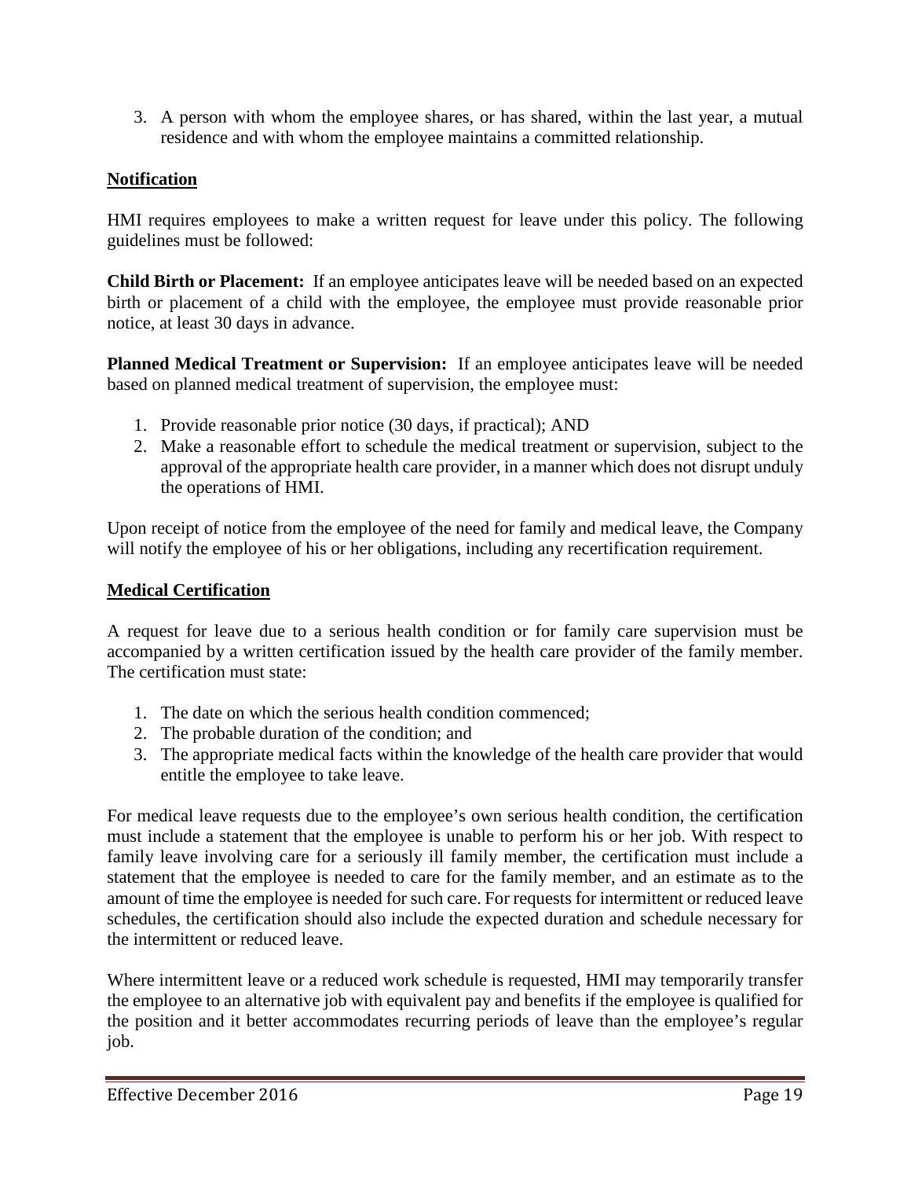3. A person with whom the employee shares, or has shared, within the last year, a mutual residence and with whom the employee maintains a committed relationship.

## Notification

HMI requires employees to make a written request for leave under this policy. The following guidelines must be followed:

**Child Birth or Placement:** If an employee anticipates leave will be needed based on an expected birth or placement of a child with the employee, the employee must provide reasonable prior notice, at least 30 days in advance.

**Planned Medical Treatment or Supervision:** If an employee anticipates leave will be needed based on planned medical treatment of supervision, the employee must:

1. Provide reasonable prior notice (30 days, if practical); AND
2. Make a reasonable effort to schedule the medical treatment or supervision, subject to the approval of the appropriate health care provider, in a manner which does not disrupt unduly the operations of HMI.

Upon receipt of notice from the employee of the need for family and medical leave, the Company will notify the employee of his or her obligations, including any recertification requirement.

## Medical Certification

A request for leave due to a serious health condition or for family care supervision must be accompanied by a written certification issued by the health care provider of the family member. The certification must state:

1. The date on which the serious health condition commenced;
2. The probable duration of the condition; and
3. The appropriate medical facts within the knowledge of the health care provider that would entitle the employee to take leave.

For medical leave requests due to the employee's own serious health condition, the certification must include a statement that the employee is unable to perform his or her job. With respect to family leave involving care for a seriously ill family member, the certification must include a statement that the employee is needed to care for the family member, and an estimate as to the amount of time the employee is needed for such care. For requests for intermittent or reduced leave schedules, the certification should also include the expected duration and schedule necessary for the intermittent or reduced leave.

Where intermittent leave or a reduced work schedule is requested, HMI may temporarily transfer the employee to an alternative job with equivalent pay and benefits if the employee is qualified for the position and it better accommodates recurring periods of leave than the employee's regular job.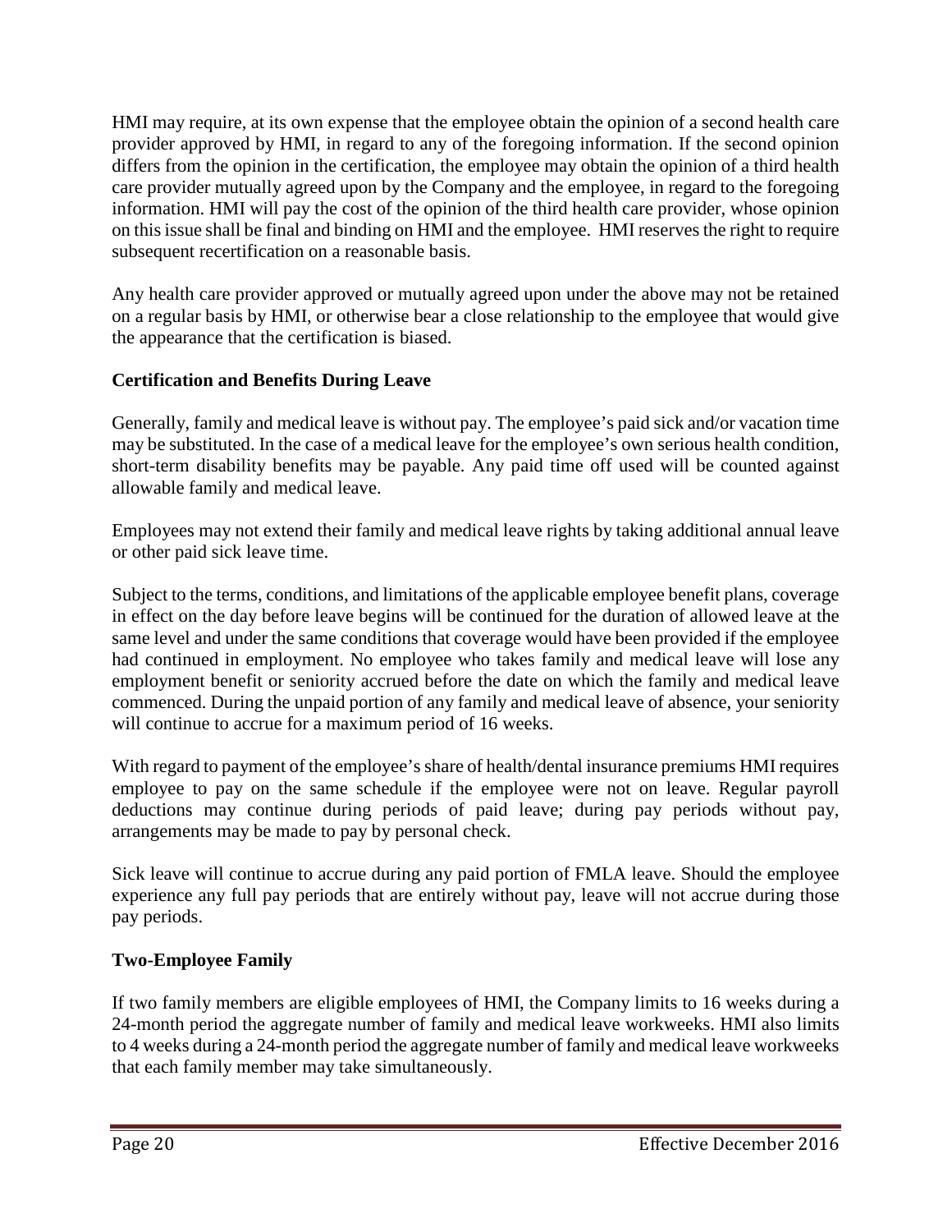HMI may require, at its own expense that the employee obtain the opinion of a second health care provider approved by HMI, in regard to any of the foregoing information. If the second opinion differs from the opinion in the certification, the employee may obtain the opinion of a third health care provider mutually agreed upon by the Company and the employee, in regard to the foregoing information. HMI will pay the cost of the opinion of the third health care provider, whose opinion on this issue shall be final and binding on HMI and the employee. HMI reserves the right to require subsequent recertification on a reasonable basis.

Any health care provider approved or mutually agreed upon under the above may not be retained on a regular basis by HMI, or otherwise bear a close relationship to the employee that would give the appearance that the certification is biased.

**Certification and Benefits During Leave**

Generally, family and medical leave is without pay. The employee's paid sick and/or vacation time may be substituted. In the case of a medical leave for the employee's own serious health condition, short-term disability benefits may be payable. Any paid time off used will be counted against allowable family and medical leave.

Employees may not extend their family and medical leave rights by taking additional annual leave or other paid sick leave time.

Subject to the terms, conditions, and limitations of the applicable employee benefit plans, coverage in effect on the day before leave begins will be continued for the duration of allowed leave at the same level and under the same conditions that coverage would have been provided if the employee had continued in employment. No employee who takes family and medical leave will lose any employment benefit or seniority accrued before the date on which the family and medical leave commenced. During the unpaid portion of any family and medical leave of absence, your seniority will continue to accrue for a maximum period of 16 weeks.

With regard to payment of the employee's share of health/dental insurance premiums HMI requires employee to pay on the same schedule if the employee were not on leave. Regular payroll deductions may continue during periods of paid leave; during pay periods without pay, arrangements may be made to pay by personal check.

Sick leave will continue to accrue during any paid portion of FMLA leave. Should the employee experience any full pay periods that are entirely without pay, leave will not accrue during those pay periods.

**Two-Employee Family**

If two family members are eligible employees of HMI, the Company limits to 16 weeks during a 24-month period the aggregate number of family and medical leave workweeks. HMI also limits to 4 weeks during a 24-month period the aggregate number of family and medical leave workweeks that each family member may take simultaneously.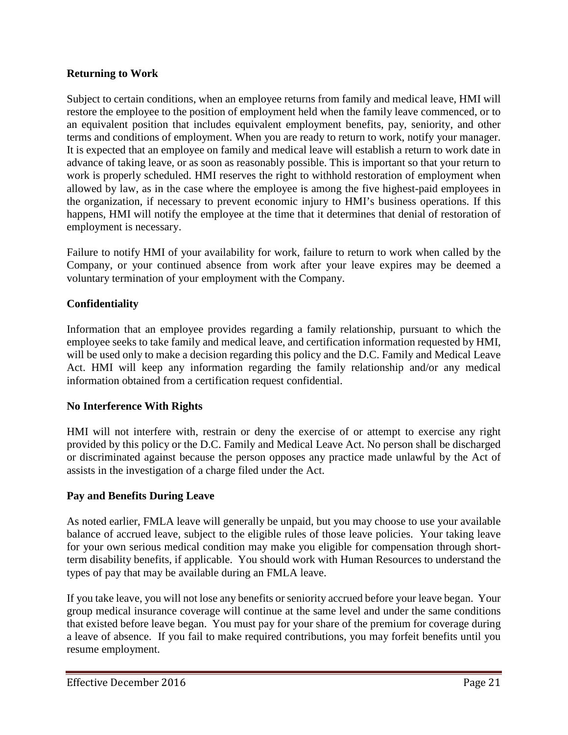### Returning to Work

Subject to certain conditions, when an employee returns from family and medical leave, HMI will restore the employee to the position of employment held when the family leave commenced, or to an equivalent position that includes equivalent employment benefits, pay, seniority, and other terms and conditions of employment. When you are ready to return to work, notify your manager. It is expected that an employee on family and medical leave will establish a return to work date in advance of taking leave, or as soon as reasonably possible. This is important so that your return to work is properly scheduled. HMI reserves the right to withhold restoration of employment when allowed by law, as in the case where the employee is among the five highest-paid employees in the organization, if necessary to prevent economic injury to HMI's business operations. If this happens, HMI will notify the employee at the time that it determines that denial of restoration of employment is necessary.

Failure to notify HMI of your availability for work, failure to return to work when called by the Company, or your continued absence from work after your leave expires may be deemed a voluntary termination of your employment with the Company.

### Confidentiality

Information that an employee provides regarding a family relationship, pursuant to which the employee seeks to take family and medical leave, and certification information requested by HMI, will be used only to make a decision regarding this policy and the D.C. Family and Medical Leave Act. HMI will keep any information regarding the family relationship and/or any medical information obtained from a certification request confidential.

### No Interference With Rights

HMI will not interfere with, restrain or deny the exercise of or attempt to exercise any right provided by this policy or the D.C. Family and Medical Leave Act. No person shall be discharged or discriminated against because the person opposes any practice made unlawful by the Act of assists in the investigation of a charge filed under the Act.

### Pay and Benefits During Leave

As noted earlier, FMLA leave will generally be unpaid, but you may choose to use your available balance of accrued leave, subject to the eligible rules of those leave policies. Your taking leave for your own serious medical condition may make you eligible for compensation through short-term disability benefits, if applicable. You should work with Human Resources to understand the types of pay that may be available during an FMLA leave.

If you take leave, you will not lose any benefits or seniority accrued before your leave began. Your group medical insurance coverage will continue at the same level and under the same conditions that existed before leave began. You must pay for your share of the premium for coverage during a leave of absence. If you fail to make required contributions, you may forfeit benefits until you resume employment.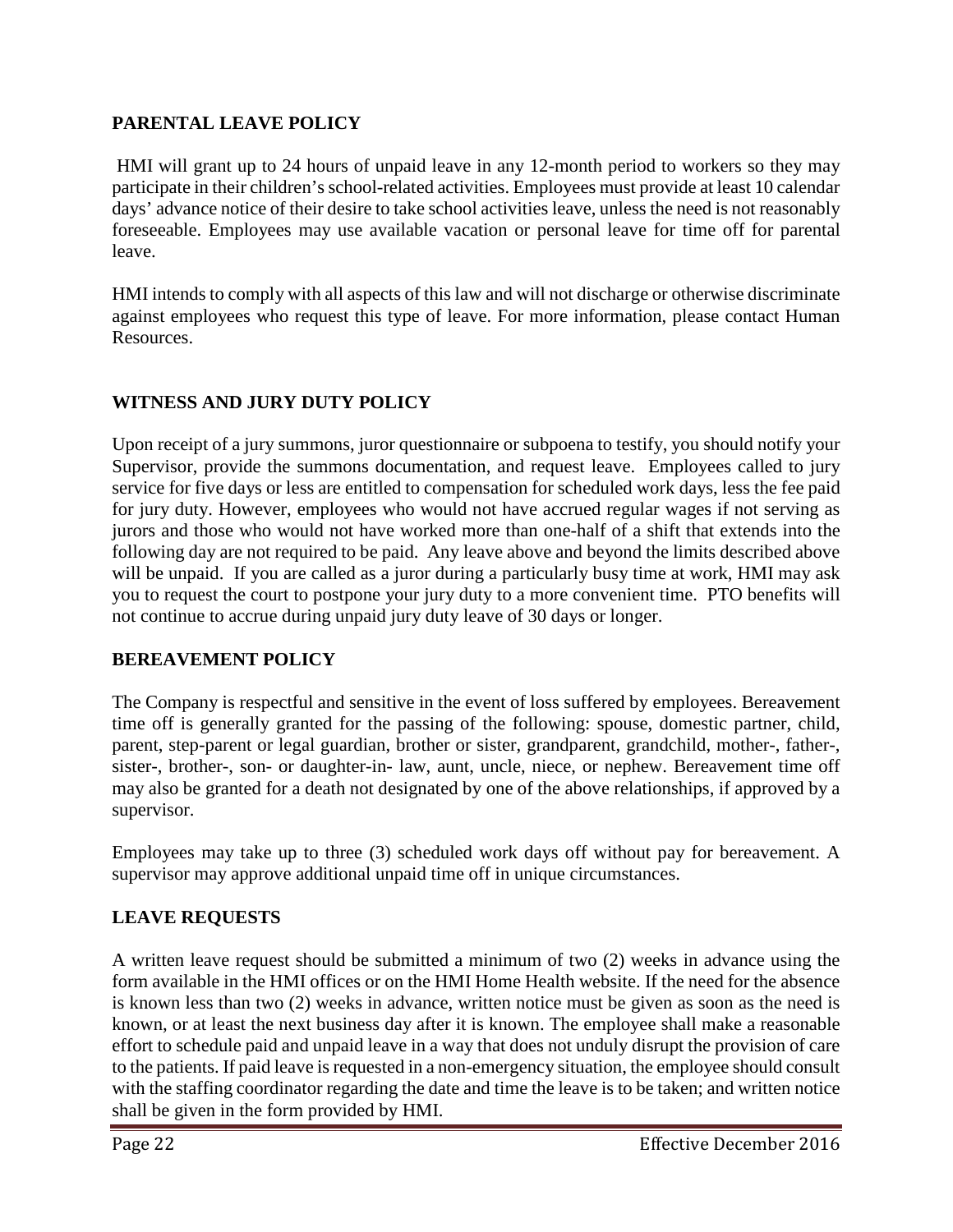## PARENTAL LEAVE POLICY

HMI will grant up to 24 hours of unpaid leave in any 12-month period to workers so they may participate in their children's school-related activities. Employees must provide at least 10 calendar days' advance notice of their desire to take school activities leave, unless the need is not reasonably foreseeable. Employees may use available vacation or personal leave for time off for parental leave.

HMI intends to comply with all aspects of this law and will not discharge or otherwise discriminate against employees who request this type of leave. For more information, please contact Human Resources.

## WITNESS AND JURY DUTY POLICY

Upon receipt of a jury summons, juror questionnaire or subpoena to testify, you should notify your Supervisor, provide the summons documentation, and request leave. Employees called to jury service for five days or less are entitled to compensation for scheduled work days, less the fee paid for jury duty. However, employees who would not have accrued regular wages if not serving as jurors and those who would not have worked more than one-half of a shift that extends into the following day are not required to be paid. Any leave above and beyond the limits described above will be unpaid. If you are called as a juror during a particularly busy time at work, HMI may ask you to request the court to postpone your jury duty to a more convenient time. PTO benefits will not continue to accrue during unpaid jury duty leave of 30 days or longer.

## BEREAVEMENT POLICY

The Company is respectful and sensitive in the event of loss suffered by employees. Bereavement time off is generally granted for the passing of the following: spouse, domestic partner, child, parent, step-parent or legal guardian, brother or sister, grandparent, grandchild, mother-, father-, sister-, brother-, son- or daughter-in- law, aunt, uncle, niece, or nephew. Bereavement time off may also be granted for a death not designated by one of the above relationships, if approved by a supervisor.

Employees may take up to three (3) scheduled work days off without pay for bereavement. A supervisor may approve additional unpaid time off in unique circumstances.

## LEAVE REQUESTS

A written leave request should be submitted a minimum of two (2) weeks in advance using the form available in the HMI offices or on the HMI Home Health website. If the need for the absence is known less than two (2) weeks in advance, written notice must be given as soon as the need is known, or at least the next business day after it is known. The employee shall make a reasonable effort to schedule paid and unpaid leave in a way that does not unduly disrupt the provision of care to the patients. If paid leave is requested in a non-emergency situation, the employee should consult with the staffing coordinator regarding the date and time the leave is to be taken; and written notice shall be given in the form provided by HMI.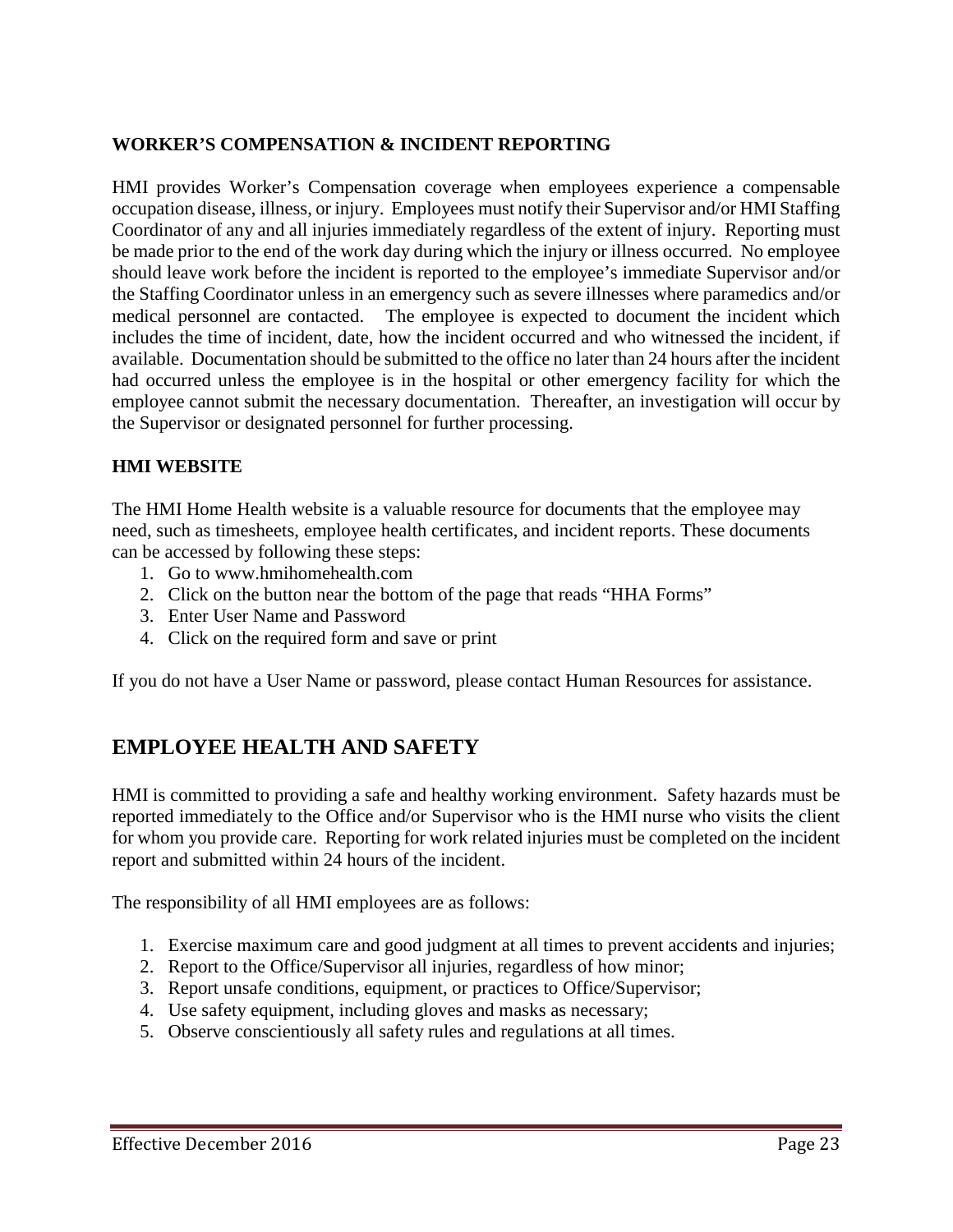### WORKER'S COMPENSATION & INCIDENT REPORTING

HMI provides Worker's Compensation coverage when employees experience a compensable occupation disease, illness, or injury. Employees must notify their Supervisor and/or HMI Staffing Coordinator of any and all injuries immediately regardless of the extent of injury. Reporting must be made prior to the end of the work day during which the injury or illness occurred. No employee should leave work before the incident is reported to the employee's immediate Supervisor and/or the Staffing Coordinator unless in an emergency such as severe illnesses where paramedics and/or medical personnel are contacted. The employee is expected to document the incident which includes the time of incident, date, how the incident occurred and who witnessed the incident, if available. Documentation should be submitted to the office no later than 24 hours after the incident had occurred unless the employee is in the hospital or other emergency facility for which the employee cannot submit the necessary documentation. Thereafter, an investigation will occur by the Supervisor or designated personnel for further processing.

### HMI WEBSITE

The HMI Home Health website is a valuable resource for documents that the employee may need, such as timesheets, employee health certificates, and incident reports. These documents can be accessed by following these steps:

1. Go to www.hmihomehealth.com
2. Click on the button near the bottom of the page that reads "HHA Forms"
3. Enter User Name and Password
4. Click on the required form and save or print

If you do not have a User Name or password, please contact Human Resources for assistance.

## EMPLOYEE HEALTH AND SAFETY

HMI is committed to providing a safe and healthy working environment. Safety hazards must be reported immediately to the Office and/or Supervisor who is the HMI nurse who visits the client for whom you provide care. Reporting for work related injuries must be completed on the incident report and submitted within 24 hours of the incident.

The responsibility of all HMI employees are as follows:

1. Exercise maximum care and good judgment at all times to prevent accidents and injuries;
2. Report to the Office/Supervisor all injuries, regardless of how minor;
3. Report unsafe conditions, equipment, or practices to Office/Supervisor;
4. Use safety equipment, including gloves and masks as necessary;
5. Observe conscientiously all safety rules and regulations at all times.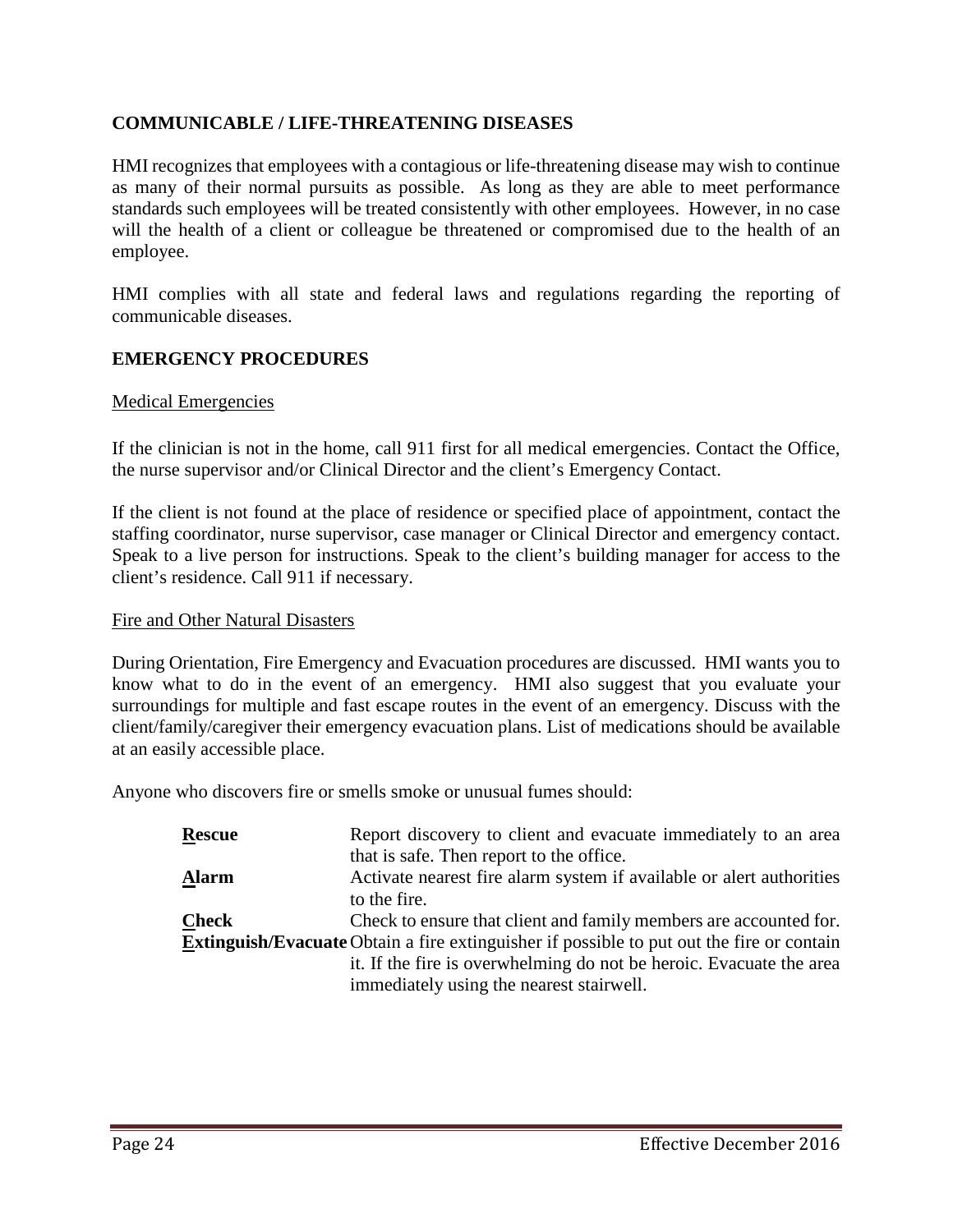## COMMUNICABLE / LIFE-THREATENING DISEASES

HMI recognizes that employees with a contagious or life-threatening disease may wish to continue as many of their normal pursuits as possible. As long as they are able to meet performance standards such employees will be treated consistently with other employees. However, in no case will the health of a client or colleague be threatened or compromised due to the health of an employee.

HMI complies with all state and federal laws and regulations regarding the reporting of communicable diseases.

## EMERGENCY PROCEDURES

### Medical Emergencies

If the clinician is not in the home, call 911 first for all medical emergencies. Contact the Office, the nurse supervisor and/or Clinical Director and the client's Emergency Contact.

If the client is not found at the place of residence or specified place of appointment, contact the staffing coordinator, nurse supervisor, case manager or Clinical Director and emergency contact. Speak to a live person for instructions. Speak to the client's building manager for access to the client's residence. Call 911 if necessary.

### Fire and Other Natural Disasters

During Orientation, Fire Emergency and Evacuation procedures are discussed. HMI wants you to know what to do in the event of an emergency. HMI also suggest that you evaluate your surroundings for multiple and fast escape routes in the event of an emergency. Discuss with the client/family/caregiver their emergency evacuation plans. List of medications should be available at an easily accessible place.

Anyone who discovers fire or smells smoke or unusual fumes should:

| | |
|---|---|
| **Rescue** | Report discovery to client and evacuate immediately to an area that is safe. Then report to the office. |
| **Alarm** | Activate nearest fire alarm system if available or alert authorities to the fire. |
| **Check** | Check to ensure that client and family members are accounted for. |
| **Extinguish/Evacuate** | Obtain a fire extinguisher if possible to put out the fire or contain it. If the fire is overwhelming do not be heroic. Evacuate the area immediately using the nearest stairwell. |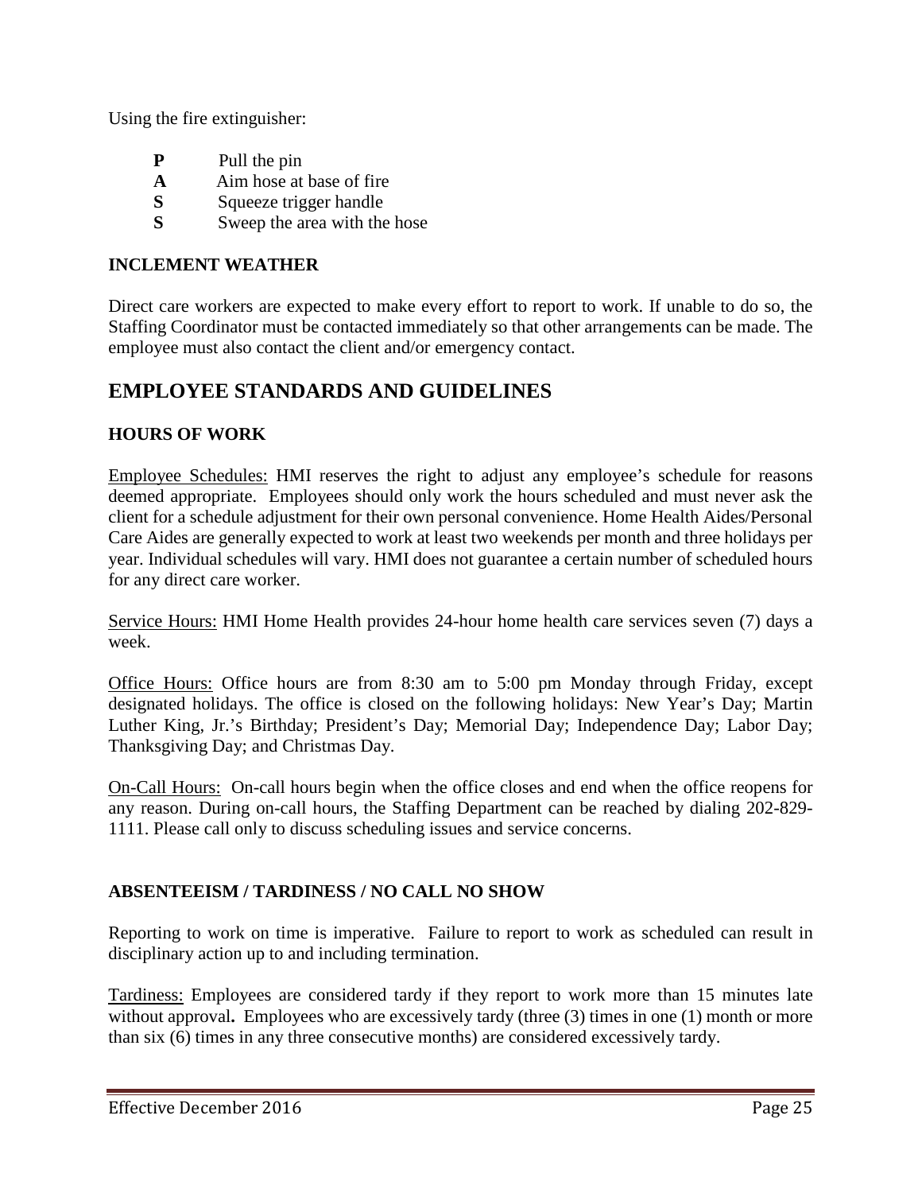Using the fire extinguisher:

- **P** Pull the pin
- **A** Aim hose at base of fire
- **S** Squeeze trigger handle
- **S** Sweep the area with the hose

### INCLEMENT WEATHER

Direct care workers are expected to make every effort to report to work. If unable to do so, the Staffing Coordinator must be contacted immediately so that other arrangements can be made. The employee must also contact the client and/or emergency contact.

## EMPLOYEE STANDARDS AND GUIDELINES

### HOURS OF WORK

Employee Schedules: HMI reserves the right to adjust any employee's schedule for reasons deemed appropriate. Employees should only work the hours scheduled and must never ask the client for a schedule adjustment for their own personal convenience. Home Health Aides/Personal Care Aides are generally expected to work at least two weekends per month and three holidays per year. Individual schedules will vary. HMI does not guarantee a certain number of scheduled hours for any direct care worker.

Service Hours: HMI Home Health provides 24-hour home health care services seven (7) days a week.

Office Hours: Office hours are from 8:30 am to 5:00 pm Monday through Friday, except designated holidays. The office is closed on the following holidays: New Year's Day; Martin Luther King, Jr.'s Birthday; President's Day; Memorial Day; Independence Day; Labor Day; Thanksgiving Day; and Christmas Day.

On-Call Hours: On-call hours begin when the office closes and end when the office reopens for any reason. During on-call hours, the Staffing Department can be reached by dialing 202-829-1111. Please call only to discuss scheduling issues and service concerns.

### ABSENTEEISM / TARDINESS / NO CALL NO SHOW

Reporting to work on time is imperative. Failure to report to work as scheduled can result in disciplinary action up to and including termination.

Tardiness: Employees are considered tardy if they report to work more than 15 minutes late without approval**.** Employees who are excessively tardy (three (3) times in one (1) month or more than six (6) times in any three consecutive months) are considered excessively tardy.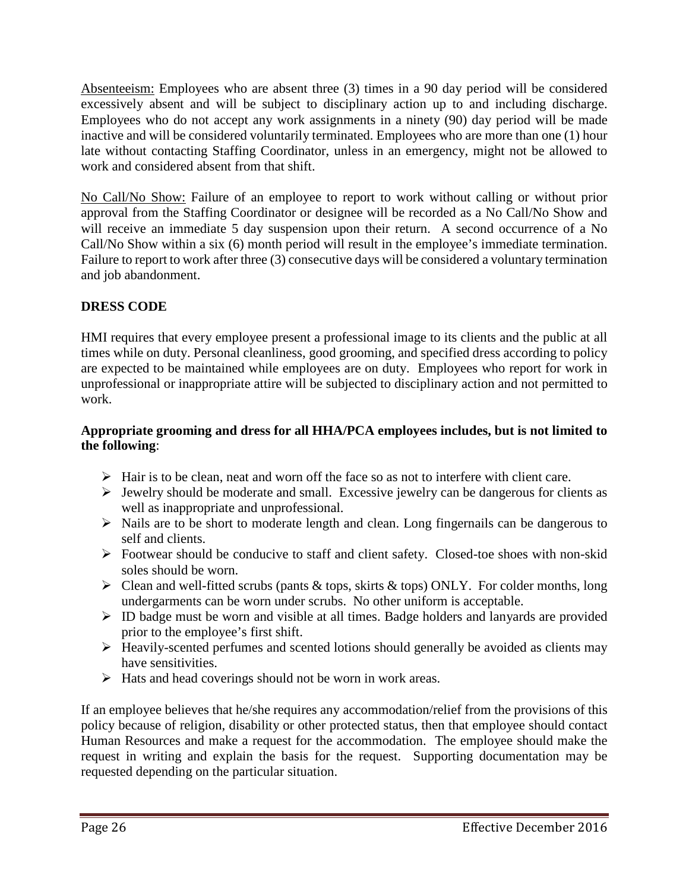Absenteeism: Employees who are absent three (3) times in a 90 day period will be considered excessively absent and will be subject to disciplinary action up to and including discharge. Employees who do not accept any work assignments in a ninety (90) day period will be made inactive and will be considered voluntarily terminated. Employees who are more than one (1) hour late without contacting Staffing Coordinator, unless in an emergency, might not be allowed to work and considered absent from that shift.

No Call/No Show: Failure of an employee to report to work without calling or without prior approval from the Staffing Coordinator or designee will be recorded as a No Call/No Show and will receive an immediate 5 day suspension upon their return. A second occurrence of a No Call/No Show within a six (6) month period will result in the employee's immediate termination. Failure to report to work after three (3) consecutive days will be considered a voluntary termination and job abandonment.

## DRESS CODE

HMI requires that every employee present a professional image to its clients and the public at all times while on duty. Personal cleanliness, good grooming, and specified dress according to policy are expected to be maintained while employees are on duty. Employees who report for work in unprofessional or inappropriate attire will be subjected to disciplinary action and not permitted to work.

**Appropriate grooming and dress for all HHA/PCA employees includes, but is not limited to the following**:

- Hair is to be clean, neat and worn off the face so as not to interfere with client care.
- Jewelry should be moderate and small. Excessive jewelry can be dangerous for clients as well as inappropriate and unprofessional.
- Nails are to be short to moderate length and clean. Long fingernails can be dangerous to self and clients.
- Footwear should be conducive to staff and client safety. Closed-toe shoes with non-skid soles should be worn.
- Clean and well-fitted scrubs (pants & tops, skirts & tops) ONLY. For colder months, long undergarments can be worn under scrubs. No other uniform is acceptable.
- ID badge must be worn and visible at all times. Badge holders and lanyards are provided prior to the employee's first shift.
- Heavily-scented perfumes and scented lotions should generally be avoided as clients may have sensitivities.
- Hats and head coverings should not be worn in work areas.

If an employee believes that he/she requires any accommodation/relief from the provisions of this policy because of religion, disability or other protected status, then that employee should contact Human Resources and make a request for the accommodation. The employee should make the request in writing and explain the basis for the request. Supporting documentation may be requested depending on the particular situation.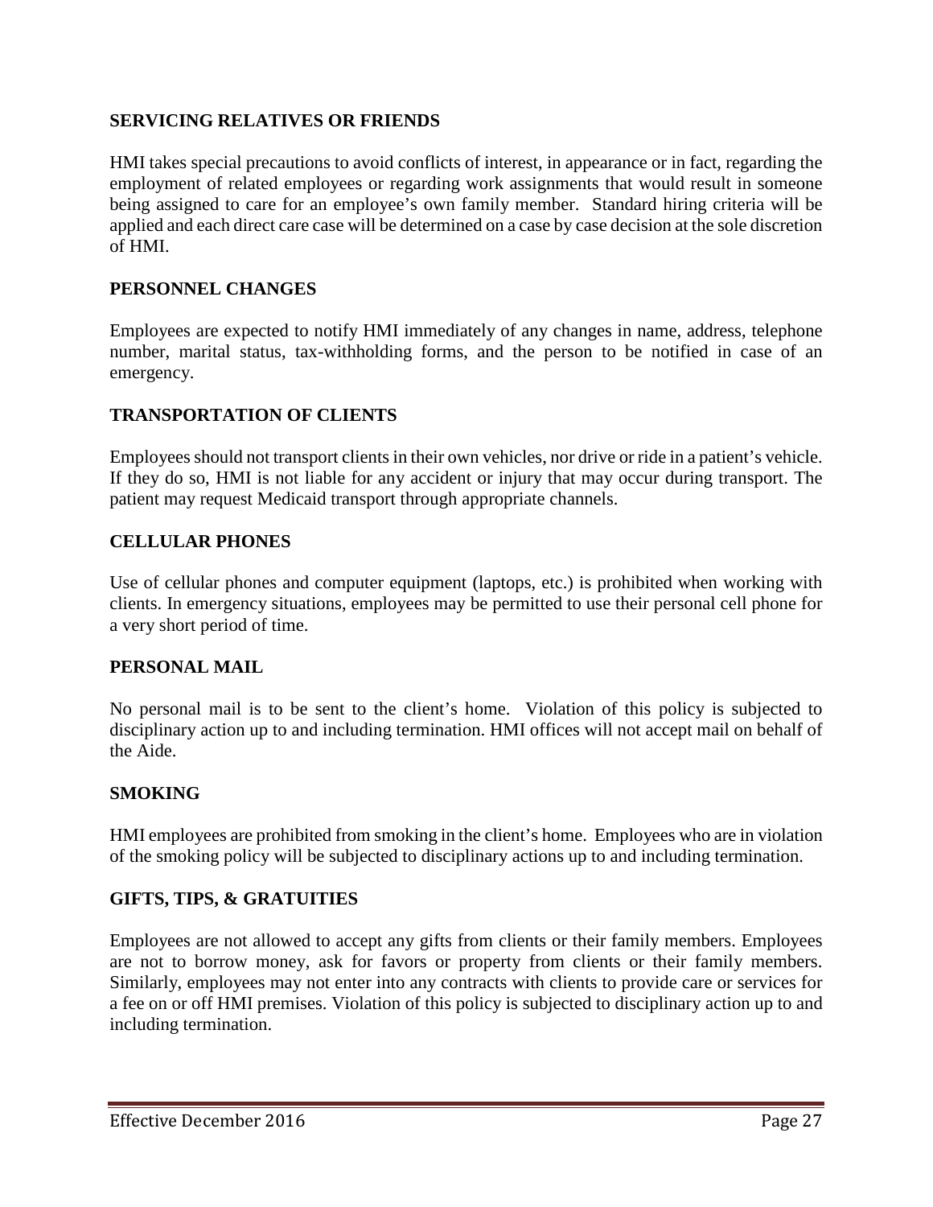## SERVICING RELATIVES OR FRIENDS

HMI takes special precautions to avoid conflicts of interest, in appearance or in fact, regarding the employment of related employees or regarding work assignments that would result in someone being assigned to care for an employee's own family member. Standard hiring criteria will be applied and each direct care case will be determined on a case by case decision at the sole discretion of HMI.

## PERSONNEL CHANGES

Employees are expected to notify HMI immediately of any changes in name, address, telephone number, marital status, tax-withholding forms, and the person to be notified in case of an emergency.

## TRANSPORTATION OF CLIENTS

Employees should not transport clients in their own vehicles, nor drive or ride in a patient's vehicle. If they do so, HMI is not liable for any accident or injury that may occur during transport. The patient may request Medicaid transport through appropriate channels.

## CELLULAR PHONES

Use of cellular phones and computer equipment (laptops, etc.) is prohibited when working with clients. In emergency situations, employees may be permitted to use their personal cell phone for a very short period of time.

## PERSONAL MAIL

No personal mail is to be sent to the client's home. Violation of this policy is subjected to disciplinary action up to and including termination. HMI offices will not accept mail on behalf of the Aide.

## SMOKING

HMI employees are prohibited from smoking in the client's home. Employees who are in violation of the smoking policy will be subjected to disciplinary actions up to and including termination.

## GIFTS, TIPS, & GRATUITIES

Employees are not allowed to accept any gifts from clients or their family members. Employees are not to borrow money, ask for favors or property from clients or their family members. Similarly, employees may not enter into any contracts with clients to provide care or services for a fee on or off HMI premises. Violation of this policy is subjected to disciplinary action up to and including termination.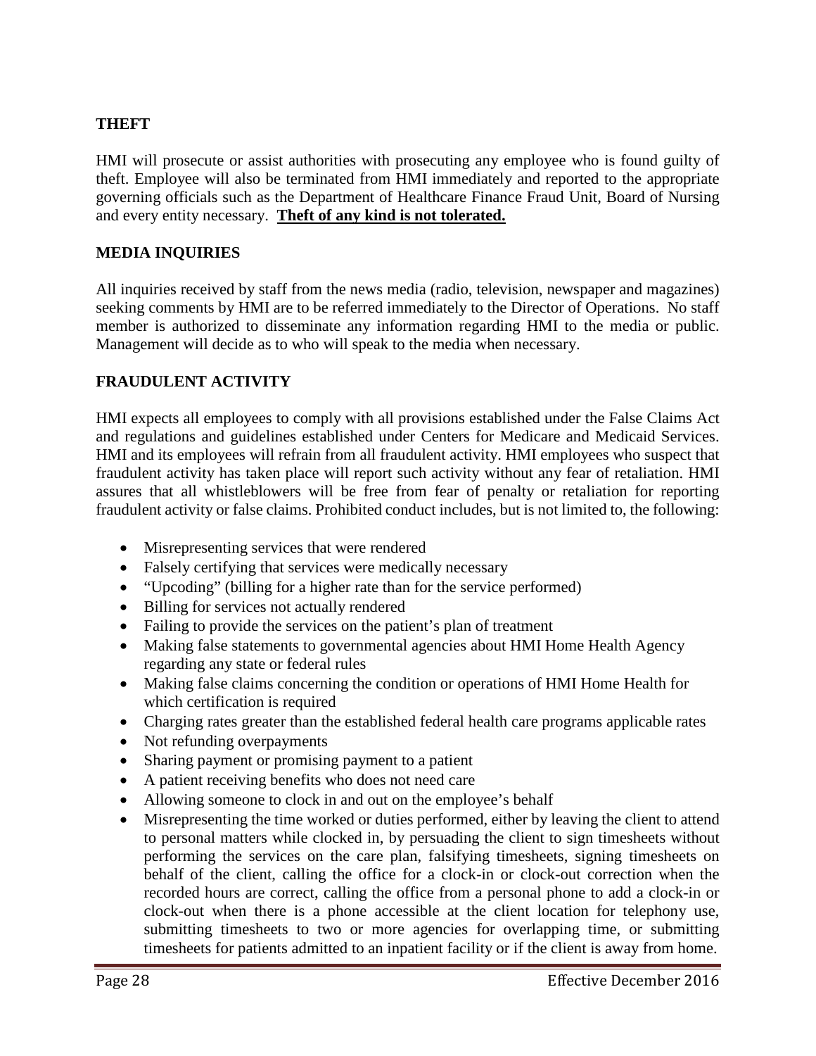## THEFT

HMI will prosecute or assist authorities with prosecuting any employee who is found guilty of theft. Employee will also be terminated from HMI immediately and reported to the appropriate governing officials such as the Department of Healthcare Finance Fraud Unit, Board of Nursing and every entity necessary. **<u>Theft of any kind is not tolerated.</u>**

## MEDIA INQUIRIES

All inquiries received by staff from the news media (radio, television, newspaper and magazines) seeking comments by HMI are to be referred immediately to the Director of Operations. No staff member is authorized to disseminate any information regarding HMI to the media or public. Management will decide as to who will speak to the media when necessary.

## FRAUDULENT ACTIVITY

HMI expects all employees to comply with all provisions established under the False Claims Act and regulations and guidelines established under Centers for Medicare and Medicaid Services. HMI and its employees will refrain from all fraudulent activity. HMI employees who suspect that fraudulent activity has taken place will report such activity without any fear of retaliation. HMI assures that all whistleblowers will be free from fear of penalty or retaliation for reporting fraudulent activity or false claims. Prohibited conduct includes, but is not limited to, the following:

- Misrepresenting services that were rendered
- Falsely certifying that services were medically necessary
- "Upcoding" (billing for a higher rate than for the service performed)
- Billing for services not actually rendered
- Failing to provide the services on the patient's plan of treatment
- Making false statements to governmental agencies about HMI Home Health Agency regarding any state or federal rules
- Making false claims concerning the condition or operations of HMI Home Health for which certification is required
- Charging rates greater than the established federal health care programs applicable rates
- Not refunding overpayments
- Sharing payment or promising payment to a patient
- A patient receiving benefits who does not need care
- Allowing someone to clock in and out on the employee's behalf
- Misrepresenting the time worked or duties performed, either by leaving the client to attend to personal matters while clocked in, by persuading the client to sign timesheets without performing the services on the care plan, falsifying timesheets, signing timesheets on behalf of the client, calling the office for a clock-in or clock-out correction when the recorded hours are correct, calling the office from a personal phone to add a clock-in or clock-out when there is a phone accessible at the client location for telephony use, submitting timesheets to two or more agencies for overlapping time, or submitting timesheets for patients admitted to an inpatient facility or if the client is away from home.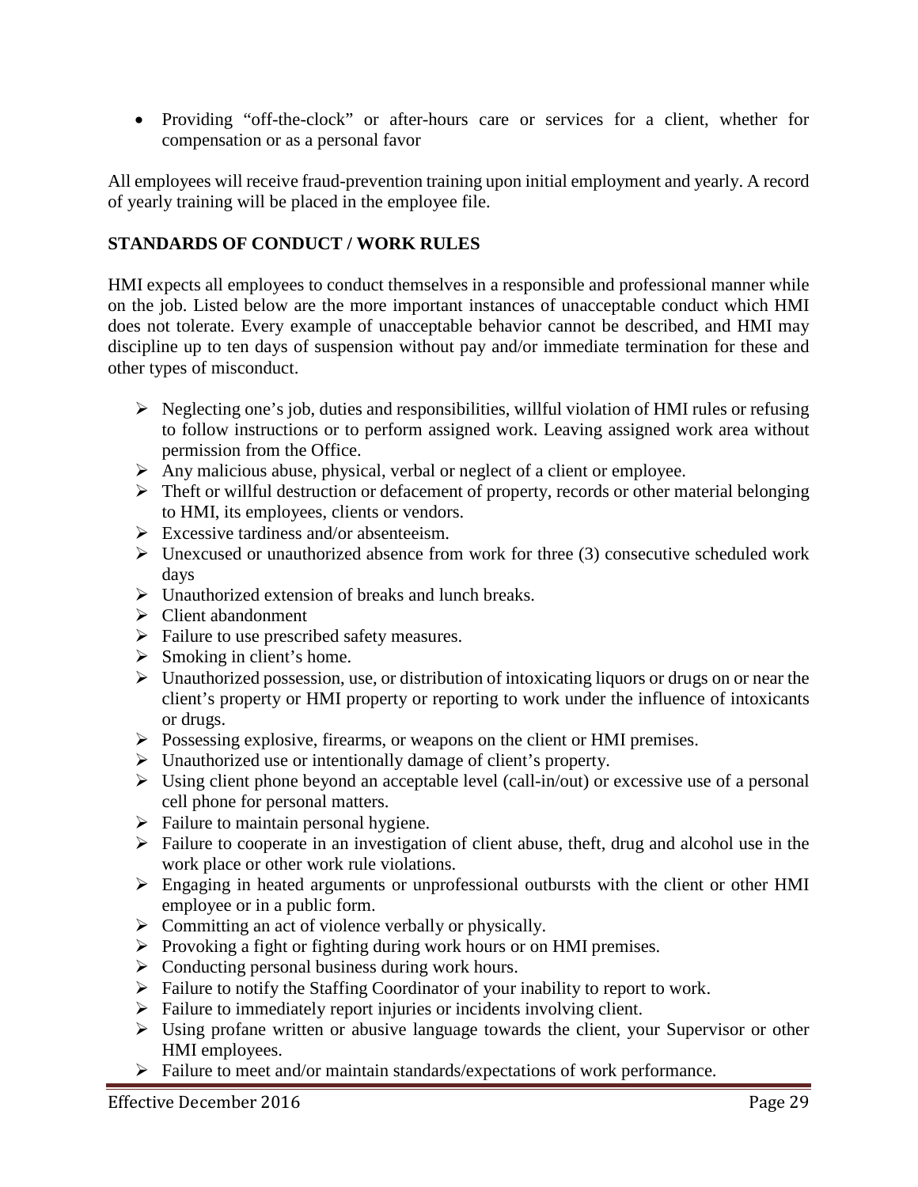- Providing "off-the-clock" or after-hours care or services for a client, whether for compensation or as a personal favor

All employees will receive fraud-prevention training upon initial employment and yearly. A record of yearly training will be placed in the employee file.

## STANDARDS OF CONDUCT / WORK RULES

HMI expects all employees to conduct themselves in a responsible and professional manner while on the job. Listed below are the more important instances of unacceptable conduct which HMI does not tolerate. Every example of unacceptable behavior cannot be described, and HMI may discipline up to ten days of suspension without pay and/or immediate termination for these and other types of misconduct.

- Neglecting one's job, duties and responsibilities, willful violation of HMI rules or refusing to follow instructions or to perform assigned work. Leaving assigned work area without permission from the Office.
- Any malicious abuse, physical, verbal or neglect of a client or employee.
- Theft or willful destruction or defacement of property, records or other material belonging to HMI, its employees, clients or vendors.
- Excessive tardiness and/or absenteeism.
- Unexcused or unauthorized absence from work for three (3) consecutive scheduled work days
- Unauthorized extension of breaks and lunch breaks.
- Client abandonment
- Failure to use prescribed safety measures.
- Smoking in client's home.
- Unauthorized possession, use, or distribution of intoxicating liquors or drugs on or near the client's property or HMI property or reporting to work under the influence of intoxicants or drugs.
- Possessing explosive, firearms, or weapons on the client or HMI premises.
- Unauthorized use or intentionally damage of client's property.
- Using client phone beyond an acceptable level (call-in/out) or excessive use of a personal cell phone for personal matters.
- Failure to maintain personal hygiene.
- Failure to cooperate in an investigation of client abuse, theft, drug and alcohol use in the work place or other work rule violations.
- Engaging in heated arguments or unprofessional outbursts with the client or other HMI employee or in a public form.
- Committing an act of violence verbally or physically.
- Provoking a fight or fighting during work hours or on HMI premises.
- Conducting personal business during work hours.
- Failure to notify the Staffing Coordinator of your inability to report to work.
- Failure to immediately report injuries or incidents involving client.
- Using profane written or abusive language towards the client, your Supervisor or other HMI employees.
- Failure to meet and/or maintain standards/expectations of work performance.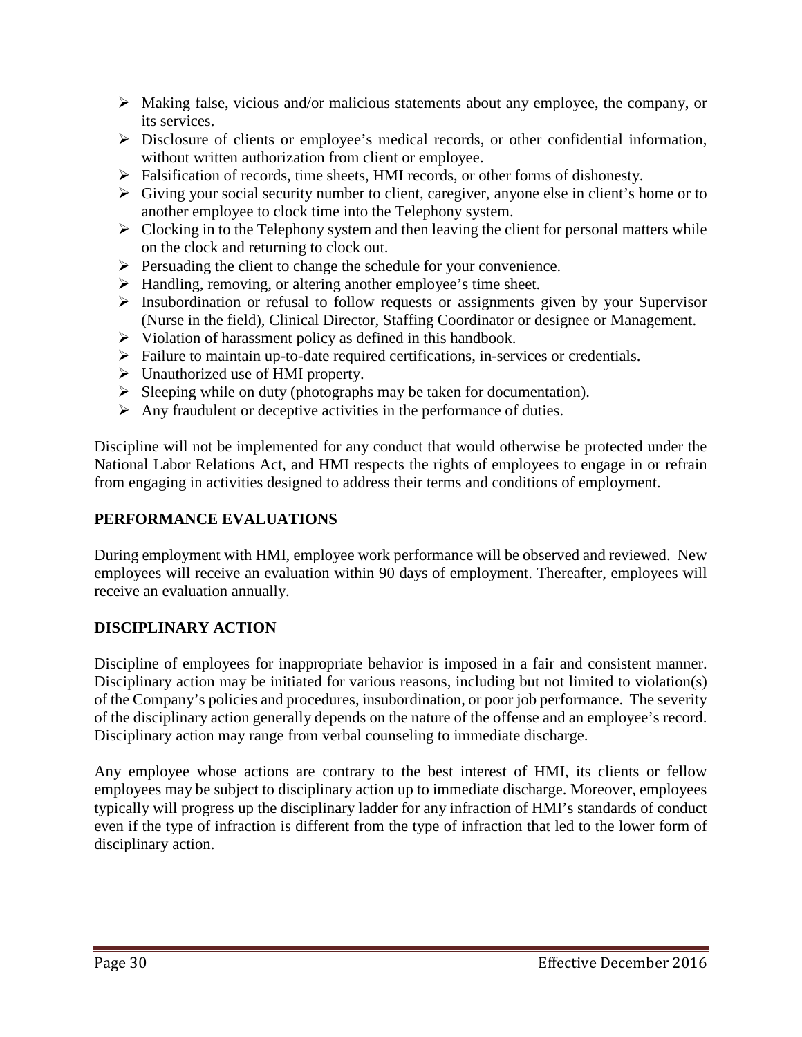- Making false, vicious and/or malicious statements about any employee, the company, or its services.
- Disclosure of clients or employee's medical records, or other confidential information, without written authorization from client or employee.
- Falsification of records, time sheets, HMI records, or other forms of dishonesty.
- Giving your social security number to client, caregiver, anyone else in client's home or to another employee to clock time into the Telephony system.
- Clocking in to the Telephony system and then leaving the client for personal matters while on the clock and returning to clock out.
- Persuading the client to change the schedule for your convenience.
- Handling, removing, or altering another employee's time sheet.
- Insubordination or refusal to follow requests or assignments given by your Supervisor (Nurse in the field), Clinical Director, Staffing Coordinator or designee or Management.
- Violation of harassment policy as defined in this handbook.
- Failure to maintain up-to-date required certifications, in-services or credentials.
- Unauthorized use of HMI property.
- Sleeping while on duty (photographs may be taken for documentation).
- Any fraudulent or deceptive activities in the performance of duties.

Discipline will not be implemented for any conduct that would otherwise be protected under the National Labor Relations Act, and HMI respects the rights of employees to engage in or refrain from engaging in activities designed to address their terms and conditions of employment.

## PERFORMANCE EVALUATIONS

During employment with HMI, employee work performance will be observed and reviewed. New employees will receive an evaluation within 90 days of employment. Thereafter, employees will receive an evaluation annually.

## DISCIPLINARY ACTION

Discipline of employees for inappropriate behavior is imposed in a fair and consistent manner. Disciplinary action may be initiated for various reasons, including but not limited to violation(s) of the Company's policies and procedures, insubordination, or poor job performance. The severity of the disciplinary action generally depends on the nature of the offense and an employee's record. Disciplinary action may range from verbal counseling to immediate discharge.

Any employee whose actions are contrary to the best interest of HMI, its clients or fellow employees may be subject to disciplinary action up to immediate discharge. Moreover, employees typically will progress up the disciplinary ladder for any infraction of HMI's standards of conduct even if the type of infraction is different from the type of infraction that led to the lower form of disciplinary action.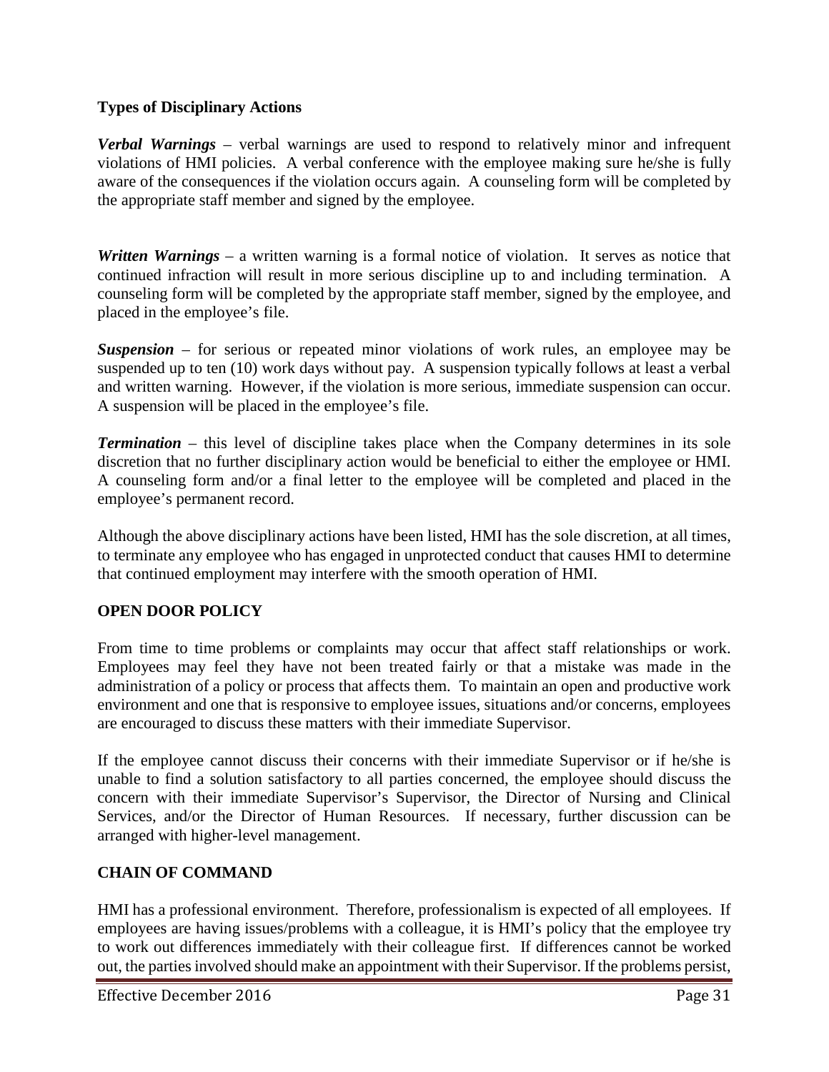**Types of Disciplinary Actions**

***Verbal Warnings*** – verbal warnings are used to respond to relatively minor and infrequent violations of HMI policies. A verbal conference with the employee making sure he/she is fully aware of the consequences if the violation occurs again. A counseling form will be completed by the appropriate staff member and signed by the employee.

***Written Warnings*** – a written warning is a formal notice of violation. It serves as notice that continued infraction will result in more serious discipline up to and including termination. A counseling form will be completed by the appropriate staff member, signed by the employee, and placed in the employee's file.

***Suspension*** – for serious or repeated minor violations of work rules, an employee may be suspended up to ten (10) work days without pay. A suspension typically follows at least a verbal and written warning. However, if the violation is more serious, immediate suspension can occur. A suspension will be placed in the employee's file.

***Termination*** – this level of discipline takes place when the Company determines in its sole discretion that no further disciplinary action would be beneficial to either the employee or HMI. A counseling form and/or a final letter to the employee will be completed and placed in the employee's permanent record.

Although the above disciplinary actions have been listed, HMI has the sole discretion, at all times, to terminate any employee who has engaged in unprotected conduct that causes HMI to determine that continued employment may interfere with the smooth operation of HMI.

## OPEN DOOR POLICY

From time to time problems or complaints may occur that affect staff relationships or work. Employees may feel they have not been treated fairly or that a mistake was made in the administration of a policy or process that affects them. To maintain an open and productive work environment and one that is responsive to employee issues, situations and/or concerns, employees are encouraged to discuss these matters with their immediate Supervisor.

If the employee cannot discuss their concerns with their immediate Supervisor or if he/she is unable to find a solution satisfactory to all parties concerned, the employee should discuss the concern with their immediate Supervisor's Supervisor, the Director of Nursing and Clinical Services, and/or the Director of Human Resources. If necessary, further discussion can be arranged with higher-level management.

## CHAIN OF COMMAND

HMI has a professional environment. Therefore, professionalism is expected of all employees. If employees are having issues/problems with a colleague, it is HMI's policy that the employee try to work out differences immediately with their colleague first. If differences cannot be worked out, the parties involved should make an appointment with their Supervisor. If the problems persist,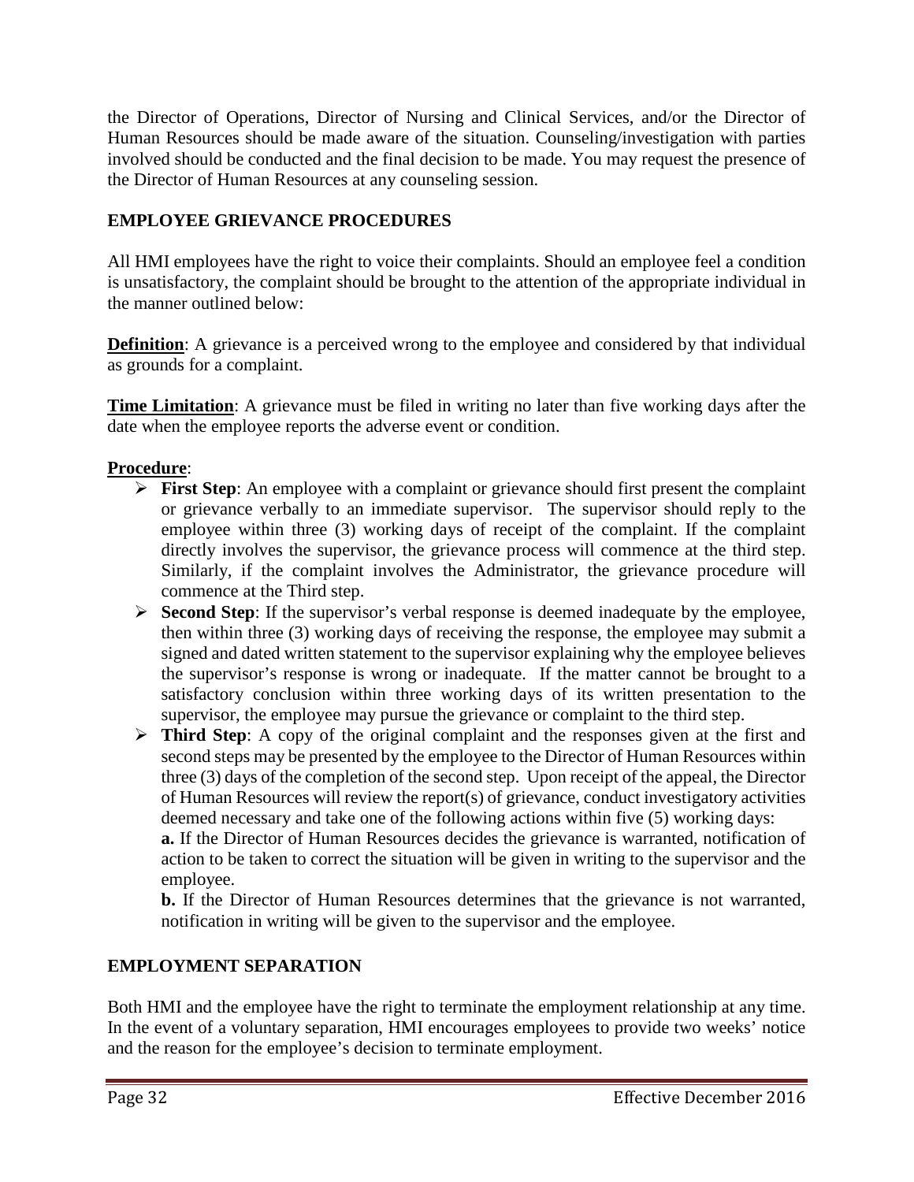the Director of Operations, Director of Nursing and Clinical Services, and/or the Director of Human Resources should be made aware of the situation. Counseling/investigation with parties involved should be conducted and the final decision to be made. You may request the presence of the Director of Human Resources at any counseling session.

## EMPLOYEE GRIEVANCE PROCEDURES

All HMI employees have the right to voice their complaints. Should an employee feel a condition is unsatisfactory, the complaint should be brought to the attention of the appropriate individual in the manner outlined below:

**Definition**: A grievance is a perceived wrong to the employee and considered by that individual as grounds for a complaint.

**Time Limitation**: A grievance must be filed in writing no later than five working days after the date when the employee reports the adverse event or condition.

**Procedure**:

- **First Step**: An employee with a complaint or grievance should first present the complaint or grievance verbally to an immediate supervisor. The supervisor should reply to the employee within three (3) working days of receipt of the complaint. If the complaint directly involves the supervisor, the grievance process will commence at the third step. Similarly, if the complaint involves the Administrator, the grievance procedure will commence at the Third step.
- **Second Step**: If the supervisor's verbal response is deemed inadequate by the employee, then within three (3) working days of receiving the response, the employee may submit a signed and dated written statement to the supervisor explaining why the employee believes the supervisor's response is wrong or inadequate. If the matter cannot be brought to a satisfactory conclusion within three working days of its written presentation to the supervisor, the employee may pursue the grievance or complaint to the third step.
- **Third Step**: A copy of the original complaint and the responses given at the first and second steps may be presented by the employee to the Director of Human Resources within three (3) days of the completion of the second step. Upon receipt of the appeal, the Director of Human Resources will review the report(s) of grievance, conduct investigatory activities deemed necessary and take one of the following actions within five (5) working days:

  **a.** If the Director of Human Resources decides the grievance is warranted, notification of action to be taken to correct the situation will be given in writing to the supervisor and the employee.

  **b.** If the Director of Human Resources determines that the grievance is not warranted, notification in writing will be given to the supervisor and the employee.

## EMPLOYMENT SEPARATION

Both HMI and the employee have the right to terminate the employment relationship at any time. In the event of a voluntary separation, HMI encourages employees to provide two weeks' notice and the reason for the employee's decision to terminate employment.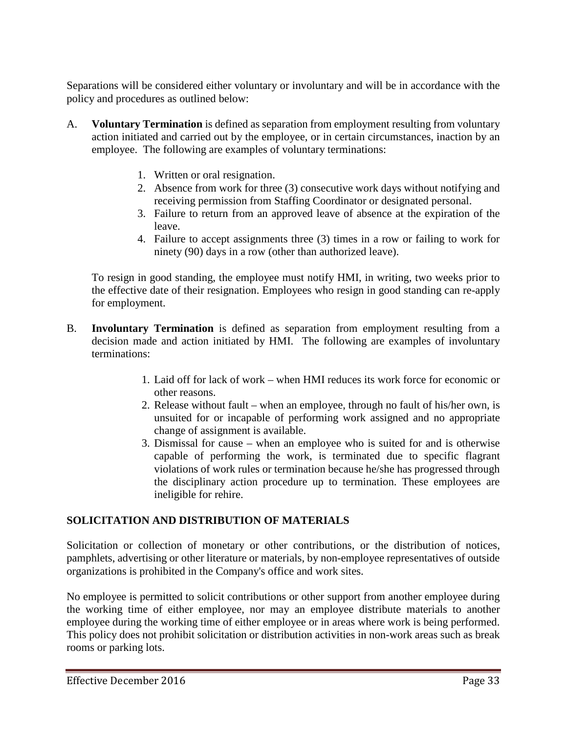Separations will be considered either voluntary or involuntary and will be in accordance with the policy and procedures as outlined below:

A. **Voluntary Termination** is defined as separation from employment resulting from voluntary action initiated and carried out by the employee, or in certain circumstances, inaction by an employee. The following are examples of voluntary terminations:

1. Written or oral resignation.
2. Absence from work for three (3) consecutive work days without notifying and receiving permission from Staffing Coordinator or designated personal.
3. Failure to return from an approved leave of absence at the expiration of the leave.
4. Failure to accept assignments three (3) times in a row or failing to work for ninety (90) days in a row (other than authorized leave).

To resign in good standing, the employee must notify HMI, in writing, two weeks prior to the effective date of their resignation. Employees who resign in good standing can re-apply for employment.

B. **Involuntary Termination** is defined as separation from employment resulting from a decision made and action initiated by HMI. The following are examples of involuntary terminations:

1. Laid off for lack of work – when HMI reduces its work force for economic or other reasons.
2. Release without fault – when an employee, through no fault of his/her own, is unsuited for or incapable of performing work assigned and no appropriate change of assignment is available.
3. Dismissal for cause – when an employee who is suited for and is otherwise capable of performing the work, is terminated due to specific flagrant violations of work rules or termination because he/she has progressed through the disciplinary action procedure up to termination. These employees are ineligible for rehire.

## SOLICITATION AND DISTRIBUTION OF MATERIALS

Solicitation or collection of monetary or other contributions, or the distribution of notices, pamphlets, advertising or other literature or materials, by non-employee representatives of outside organizations is prohibited in the Company's office and work sites.

No employee is permitted to solicit contributions or other support from another employee during the working time of either employee, nor may an employee distribute materials to another employee during the working time of either employee or in areas where work is being performed. This policy does not prohibit solicitation or distribution activities in non-work areas such as break rooms or parking lots.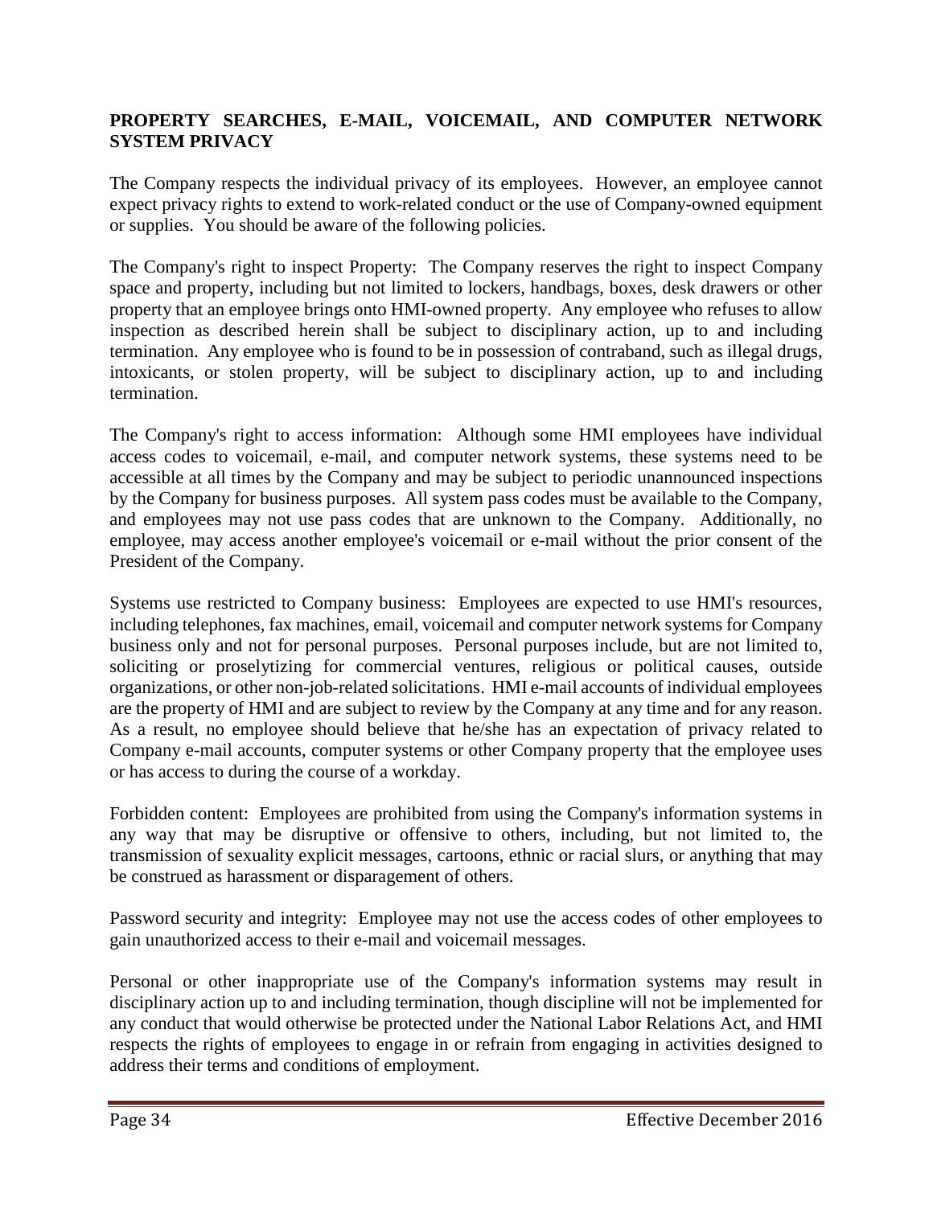**PROPERTY SEARCHES, E-MAIL, VOICEMAIL, AND COMPUTER NETWORK SYSTEM PRIVACY**

The Company respects the individual privacy of its employees. However, an employee cannot expect privacy rights to extend to work-related conduct or the use of Company-owned equipment or supplies. You should be aware of the following policies.

The Company's right to inspect Property: The Company reserves the right to inspect Company space and property, including but not limited to lockers, handbags, boxes, desk drawers or other property that an employee brings onto HMI-owned property. Any employee who refuses to allow inspection as described herein shall be subject to disciplinary action, up to and including termination. Any employee who is found to be in possession of contraband, such as illegal drugs, intoxicants, or stolen property, will be subject to disciplinary action, up to and including termination.

The Company's right to access information: Although some HMI employees have individual access codes to voicemail, e-mail, and computer network systems, these systems need to be accessible at all times by the Company and may be subject to periodic unannounced inspections by the Company for business purposes. All system pass codes must be available to the Company, and employees may not use pass codes that are unknown to the Company. Additionally, no employee, may access another employee's voicemail or e-mail without the prior consent of the President of the Company.

Systems use restricted to Company business: Employees are expected to use HMI's resources, including telephones, fax machines, email, voicemail and computer network systems for Company business only and not for personal purposes. Personal purposes include, but are not limited to, soliciting or proselytizing for commercial ventures, religious or political causes, outside organizations, or other non-job-related solicitations. HMI e-mail accounts of individual employees are the property of HMI and are subject to review by the Company at any time and for any reason. As a result, no employee should believe that he/she has an expectation of privacy related to Company e-mail accounts, computer systems or other Company property that the employee uses or has access to during the course of a workday.

Forbidden content: Employees are prohibited from using the Company's information systems in any way that may be disruptive or offensive to others, including, but not limited to, the transmission of sexuality explicit messages, cartoons, ethnic or racial slurs, or anything that may be construed as harassment or disparagement of others.

Password security and integrity: Employee may not use the access codes of other employees to gain unauthorized access to their e-mail and voicemail messages.

Personal or other inappropriate use of the Company's information systems may result in disciplinary action up to and including termination, though discipline will not be implemented for any conduct that would otherwise be protected under the National Labor Relations Act, and HMI respects the rights of employees to engage in or refrain from engaging in activities designed to address their terms and conditions of employment.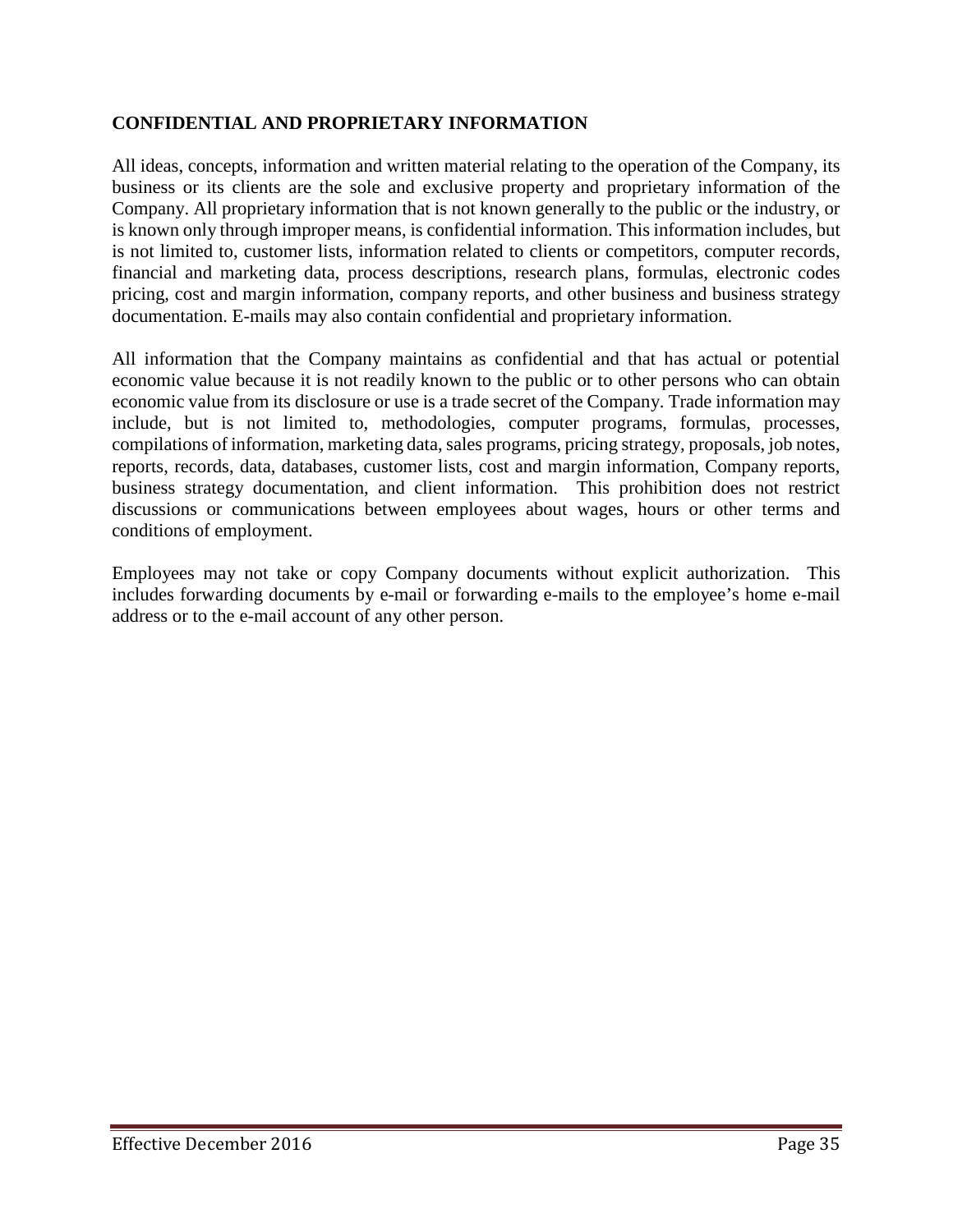## CONFIDENTIAL AND PROPRIETARY INFORMATION

All ideas, concepts, information and written material relating to the operation of the Company, its business or its clients are the sole and exclusive property and proprietary information of the Company. All proprietary information that is not known generally to the public or the industry, or is known only through improper means, is confidential information. This information includes, but is not limited to, customer lists, information related to clients or competitors, computer records, financial and marketing data, process descriptions, research plans, formulas, electronic codes pricing, cost and margin information, company reports, and other business and business strategy documentation. E-mails may also contain confidential and proprietary information.

All information that the Company maintains as confidential and that has actual or potential economic value because it is not readily known to the public or to other persons who can obtain economic value from its disclosure or use is a trade secret of the Company. Trade information may include, but is not limited to, methodologies, computer programs, formulas, processes, compilations of information, marketing data, sales programs, pricing strategy, proposals, job notes, reports, records, data, databases, customer lists, cost and margin information, Company reports, business strategy documentation, and client information. This prohibition does not restrict discussions or communications between employees about wages, hours or other terms and conditions of employment.

Employees may not take or copy Company documents without explicit authorization. This includes forwarding documents by e-mail or forwarding e-mails to the employee's home e-mail address or to the e-mail account of any other person.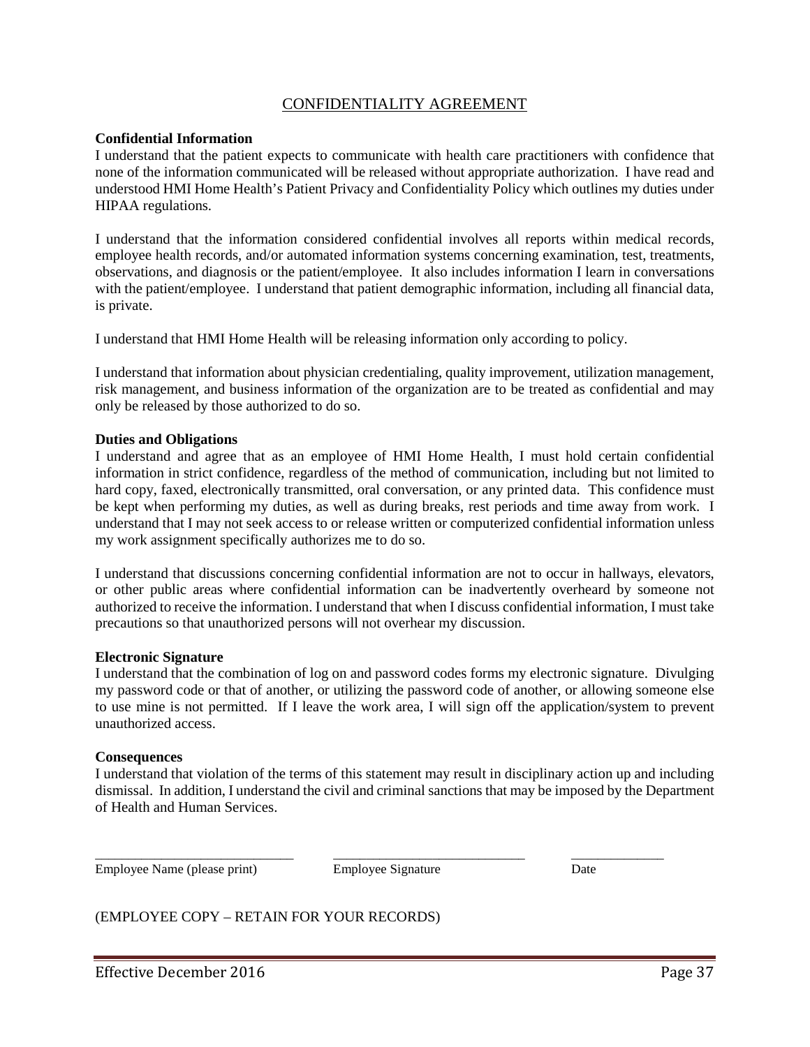# CONFIDENTIALITY AGREEMENT

**Confidential Information**

I understand that the patient expects to communicate with health care practitioners with confidence that none of the information communicated will be released without appropriate authorization. I have read and understood HMI Home Health's Patient Privacy and Confidentiality Policy which outlines my duties under HIPAA regulations.

I understand that the information considered confidential involves all reports within medical records, employee health records, and/or automated information systems concerning examination, test, treatments, observations, and diagnosis or the patient/employee. It also includes information I learn in conversations with the patient/employee. I understand that patient demographic information, including all financial data, is private.

I understand that HMI Home Health will be releasing information only according to policy.

I understand that information about physician credentialing, quality improvement, utilization management, risk management, and business information of the organization are to be treated as confidential and may only be released by those authorized to do so.

**Duties and Obligations**

I understand and agree that as an employee of HMI Home Health, I must hold certain confidential information in strict confidence, regardless of the method of communication, including but not limited to hard copy, faxed, electronically transmitted, oral conversation, or any printed data. This confidence must be kept when performing my duties, as well as during breaks, rest periods and time away from work. I understand that I may not seek access to or release written or computerized confidential information unless my work assignment specifically authorizes me to do so.

I understand that discussions concerning confidential information are not to occur in hallways, elevators, or other public areas where confidential information can be inadvertently overheard by someone not authorized to receive the information. I understand that when I discuss confidential information, I must take precautions so that unauthorized persons will not overhear my discussion.

**Electronic Signature**

I understand that the combination of log on and password codes forms my electronic signature. Divulging my password code or that of another, or utilizing the password code of another, or allowing someone else to use mine is not permitted. If I leave the work area, I will sign off the application/system to prevent unauthorized access.

**Consequences**

I understand that violation of the terms of this statement may result in disciplinary action up and including dismissal. In addition, I understand the civil and criminal sanctions that may be imposed by the Department of Health and Human Services.

______________________________ ______________________________ ______________

Employee Name (please print) Employee Signature Date

(EMPLOYEE COPY – RETAIN FOR YOUR RECORDS)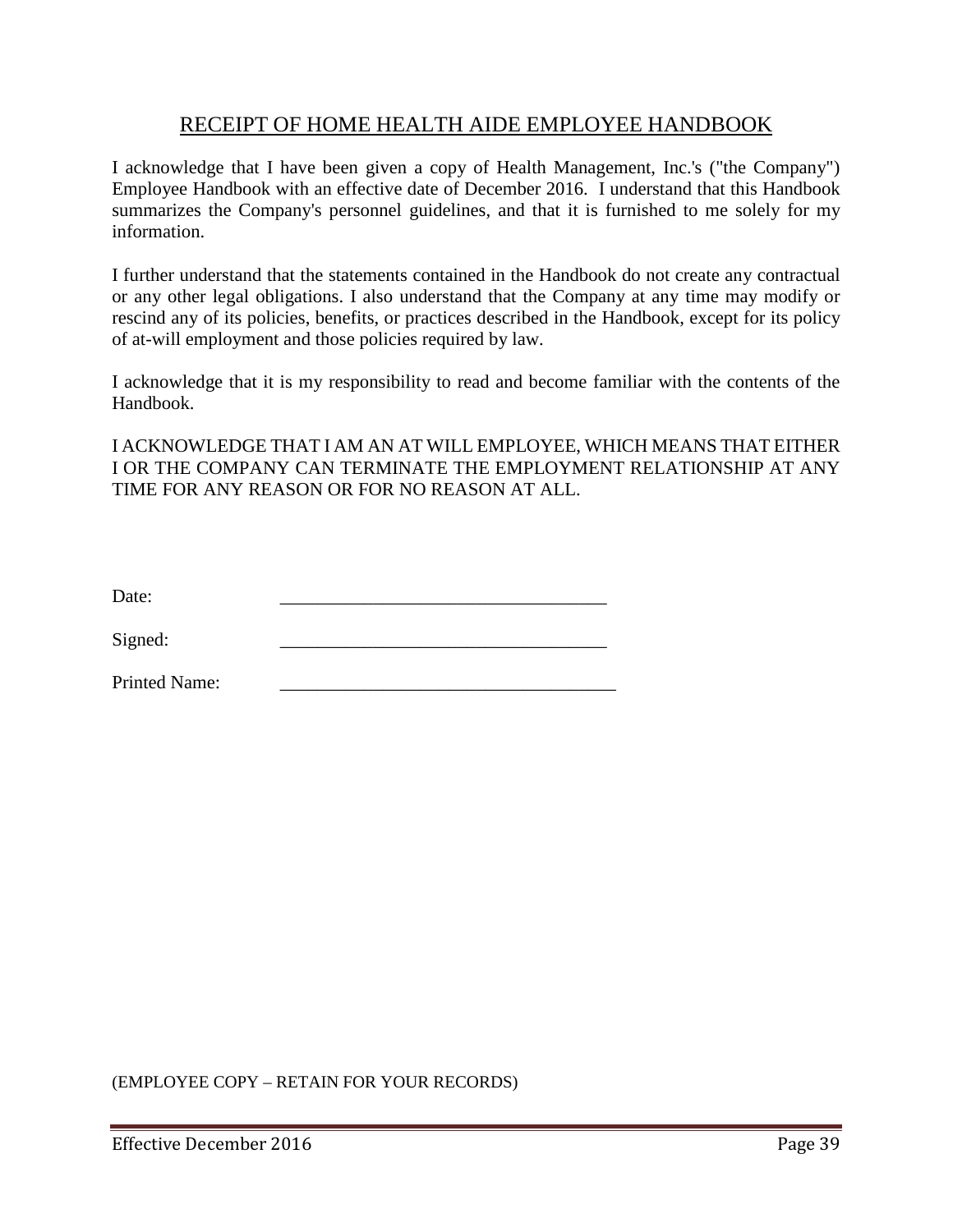# RECEIPT OF HOME HEALTH AIDE EMPLOYEE HANDBOOK

I acknowledge that I have been given a copy of Health Management, Inc.'s ("the Company") Employee Handbook with an effective date of December 2016. I understand that this Handbook summarizes the Company's personnel guidelines, and that it is furnished to me solely for my information.

I further understand that the statements contained in the Handbook do not create any contractual or any other legal obligations. I also understand that the Company at any time may modify or rescind any of its policies, benefits, or practices described in the Handbook, except for its policy of at-will employment and those policies required by law.

I acknowledge that it is my responsibility to read and become familiar with the contents of the Handbook.

I ACKNOWLEDGE THAT I AM AN AT WILL EMPLOYEE, WHICH MEANS THAT EITHER I OR THE COMPANY CAN TERMINATE THE EMPLOYMENT RELATIONSHIP AT ANY TIME FOR ANY REASON OR FOR NO REASON AT ALL.

Date: ___________________________________

Signed: ___________________________________

Printed Name: ___________________________________

(EMPLOYEE COPY – RETAIN FOR YOUR RECORDS)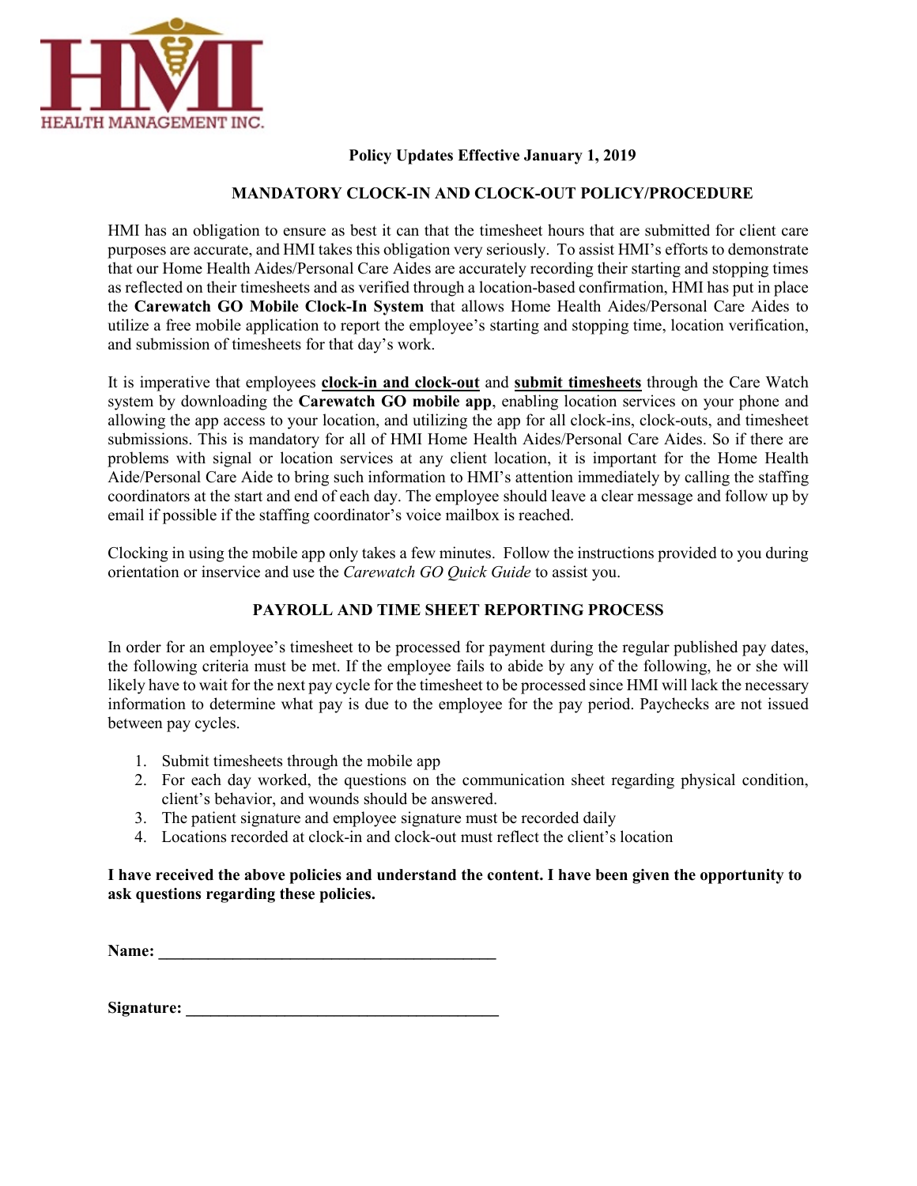HMI

HEALTH MANAGEMENT INC.

**Policy Updates Effective January 1, 2019**

## MANDATORY CLOCK-IN AND CLOCK-OUT POLICY/PROCEDURE

HMI has an obligation to ensure as best it can that the timesheet hours that are submitted for client care purposes are accurate, and HMI takes this obligation very seriously. To assist HMI's efforts to demonstrate that our Home Health Aides/Personal Care Aides are accurately recording their starting and stopping times as reflected on their timesheets and as verified through a location-based confirmation, HMI has put in place the **Carewatch GO Mobile Clock-In System** that allows Home Health Aides/Personal Care Aides to utilize a free mobile application to report the employee's starting and stopping time, location verification, and submission of timesheets for that day's work.

It is imperative that employees **clock-in and clock-out** and **submit timesheets** through the Care Watch system by downloading the **Carewatch GO mobile app**, enabling location services on your phone and allowing the app access to your location, and utilizing the app for all clock-ins, clock-outs, and timesheet submissions. This is mandatory for all of HMI Home Health Aides/Personal Care Aides. So if there are problems with signal or location services at any client location, it is important for the Home Health Aide/Personal Care Aide to bring such information to HMI's attention immediately by calling the staffing coordinators at the start and end of each day. The employee should leave a clear message and follow up by email if possible if the staffing coordinator's voice mailbox is reached.

Clocking in using the mobile app only takes a few minutes. Follow the instructions provided to you during orientation or inservice and use the *Carewatch GO Quick Guide* to assist you.

## PAYROLL AND TIME SHEET REPORTING PROCESS

In order for an employee's timesheet to be processed for payment during the regular published pay dates, the following criteria must be met. If the employee fails to abide by any of the following, he or she will likely have to wait for the next pay cycle for the timesheet to be processed since HMI will lack the necessary information to determine what pay is due to the employee for the pay period. Paychecks are not issued between pay cycles.

1. Submit timesheets through the mobile app
2. For each day worked, the questions on the communication sheet regarding physical condition, client's behavior, and wounds should be answered.
3. The patient signature and employee signature must be recorded daily
4. Locations recorded at clock-in and clock-out must reflect the client's location

**I have received the above policies and understand the content. I have been given the opportunity to ask questions regarding these policies.**

**Name:** ________________________________________

**Signature:** ____________________________________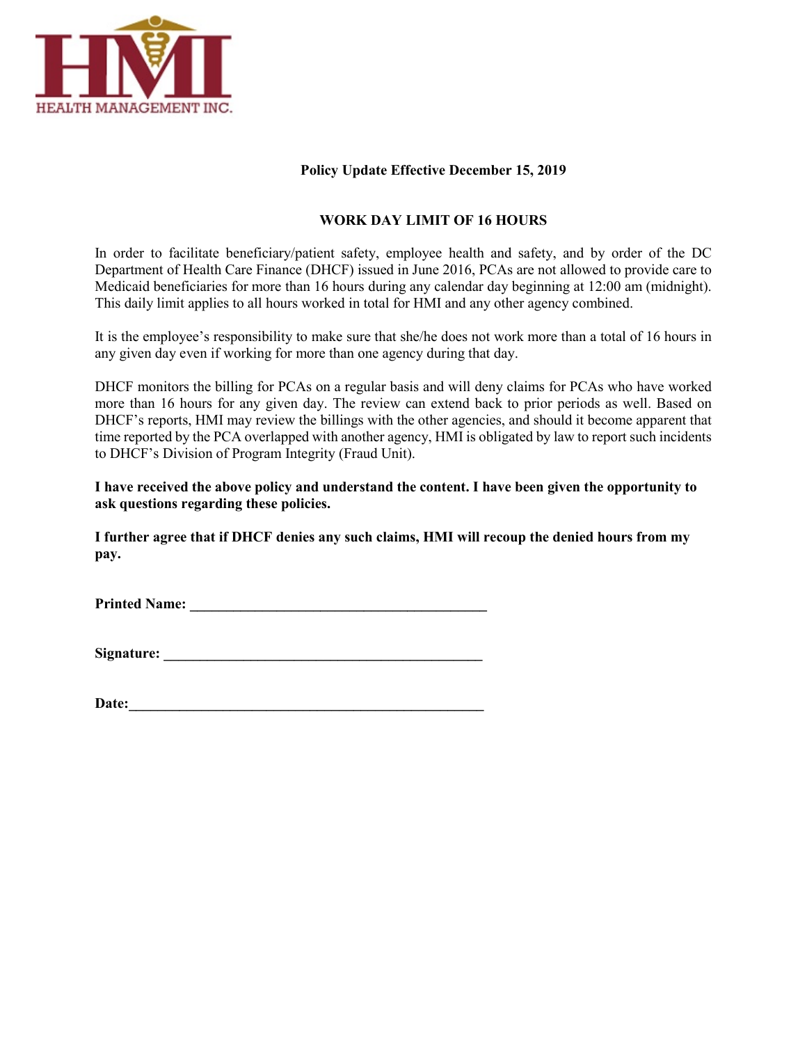HMI

HEALTH MANAGEMENT INC.

**Policy Update Effective December 15, 2019**

**WORK DAY LIMIT OF 16 HOURS**

In order to facilitate beneficiary/patient safety, employee health and safety, and by order of the DC Department of Health Care Finance (DHCF) issued in June 2016, PCAs are not allowed to provide care to Medicaid beneficiaries for more than 16 hours during any calendar day beginning at 12:00 am (midnight). This daily limit applies to all hours worked in total for HMI and any other agency combined.

It is the employee's responsibility to make sure that she/he does not work more than a total of 16 hours in any given day even if working for more than one agency during that day.

DHCF monitors the billing for PCAs on a regular basis and will deny claims for PCAs who have worked more than 16 hours for any given day. The review can extend back to prior periods as well. Based on DHCF's reports, HMI may review the billings with the other agencies, and should it become apparent that time reported by the PCA overlapped with another agency, HMI is obligated by law to report such incidents to DHCF's Division of Program Integrity (Fraud Unit).

**I have received the above policy and understand the content. I have been given the opportunity to ask questions regarding these policies.**

**I further agree that if DHCF denies any such claims, HMI will recoup the denied hours from my pay.**

**Printed Name:** ________________________________________

**Signature:** ____________________________________________

**Date:**________________________________________________